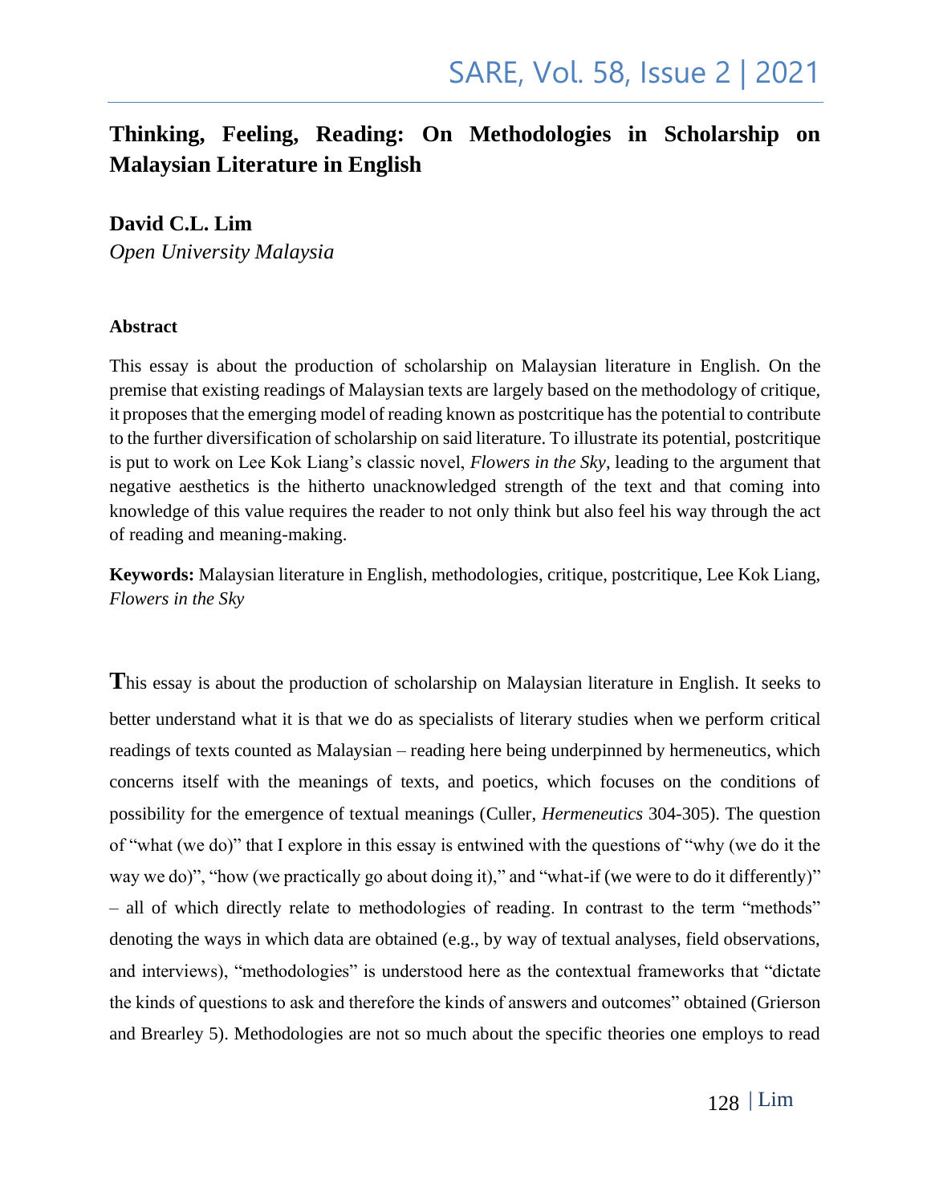# Thinking, Feeling, Reading: On Methodologies in Scholarship on Malaysian Literature in English

**David C.L. Lim**

*Open University Malaysia*

### Abstract

This essay is about the production of scholarship on Malaysian literature in English. On the premise that existing readings of Malaysian texts are largely based on the methodology of critique, it proposes that the emerging model of reading known as postcritique has the potential to contribute to the further diversification of scholarship on said literature. To illustrate its potential, postcritique is put to work on Lee Kok Liang's classic novel, *Flowers in the Sky*, leading to the argument that negative aesthetics is the hitherto unacknowledged strength of the text and that coming into knowledge of this value requires the reader to not only think but also feel his way through the act of reading and meaning-making.

**Keywords:** Malaysian literature in English, methodologies, critique, postcritique, Lee Kok Liang, *Flowers in the Sky*

This essay is about the production of scholarship on Malaysian literature in English. It seeks to better understand what it is that we do as specialists of literary studies when we perform critical readings of texts counted as Malaysian – reading here being underpinned by hermeneutics, which concerns itself with the meanings of texts, and poetics, which focuses on the conditions of possibility for the emergence of textual meanings (Culler, *Hermeneutics* 304-305). The question of "what (we do)" that I explore in this essay is entwined with the questions of "why (we do it the way we do)", "how (we practically go about doing it)," and "what-if (we were to do it differently)" – all of which directly relate to methodologies of reading. In contrast to the term "methods" denoting the ways in which data are obtained (e.g., by way of textual analyses, field observations, and interviews), "methodologies" is understood here as the contextual frameworks that "dictate the kinds of questions to ask and therefore the kinds of answers and outcomes" obtained (Grierson and Brearley 5). Methodologies are not so much about the specific theories one employs to read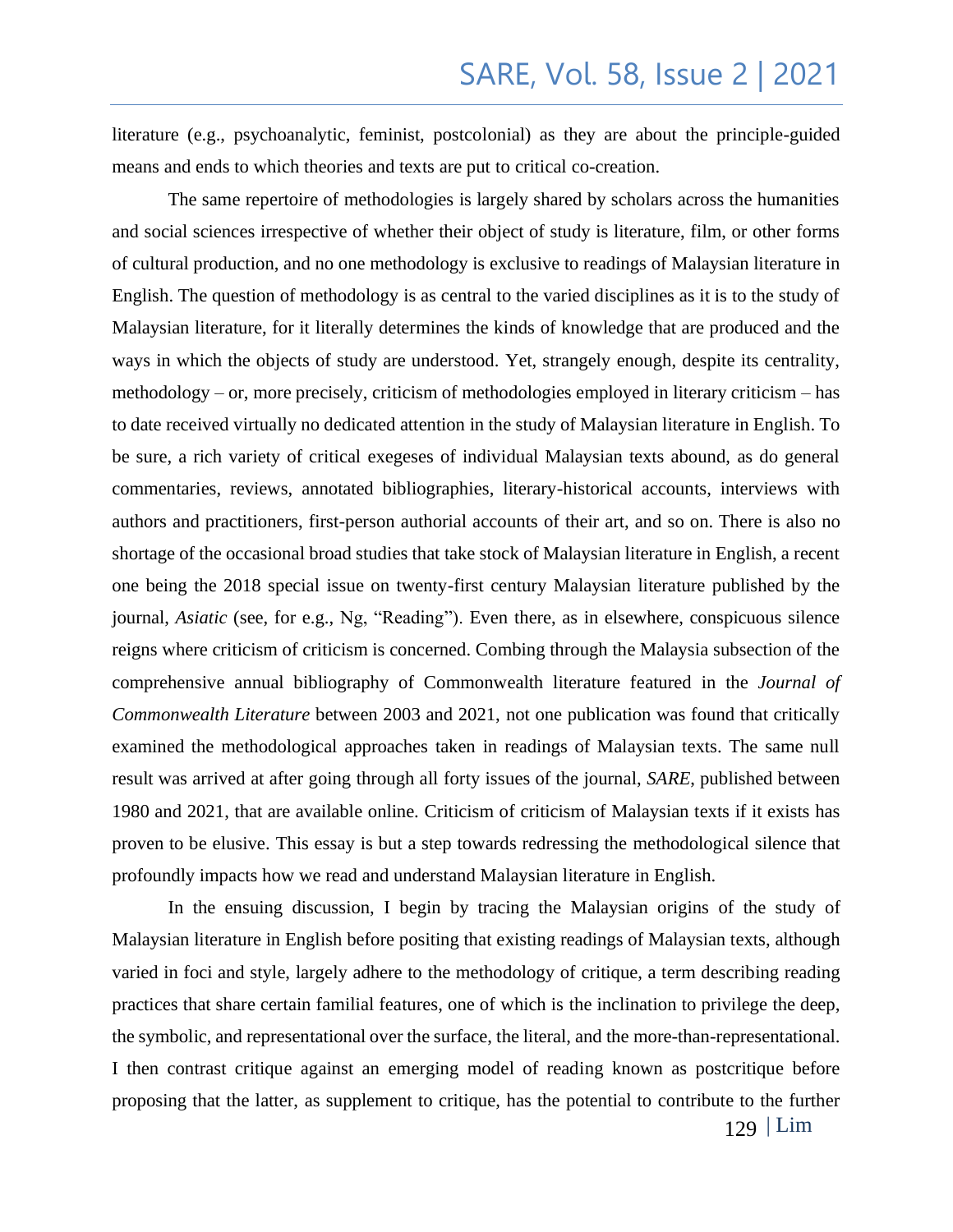literature (e.g., psychoanalytic, feminist, postcolonial) as they are about the principle-guided means and ends to which theories and texts are put to critical co-creation.

The same repertoire of methodologies is largely shared by scholars across the humanities and social sciences irrespective of whether their object of study is literature, film, or other forms of cultural production, and no one methodology is exclusive to readings of Malaysian literature in English. The question of methodology is as central to the varied disciplines as it is to the study of Malaysian literature, for it literally determines the kinds of knowledge that are produced and the ways in which the objects of study are understood. Yet, strangely enough, despite its centrality, methodology – or, more precisely, criticism of methodologies employed in literary criticism – has to date received virtually no dedicated attention in the study of Malaysian literature in English. To be sure, a rich variety of critical exegeses of individual Malaysian texts abound, as do general commentaries, reviews, annotated bibliographies, literary-historical accounts, interviews with authors and practitioners, first-person authorial accounts of their art, and so on. There is also no shortage of the occasional broad studies that take stock of Malaysian literature in English, a recent one being the 2018 special issue on twenty-first century Malaysian literature published by the journal, *Asiatic* (see, for e.g., Ng, "Reading"). Even there, as in elsewhere, conspicuous silence reigns where criticism of criticism is concerned. Combing through the Malaysia subsection of the comprehensive annual bibliography of Commonwealth literature featured in the *Journal of Commonwealth Literature* between 2003 and 2021, not one publication was found that critically examined the methodological approaches taken in readings of Malaysian texts. The same null result was arrived at after going through all forty issues of the journal, *SARE*, published between 1980 and 2021, that are available online. Criticism of criticism of Malaysian texts if it exists has proven to be elusive. This essay is but a step towards redressing the methodological silence that profoundly impacts how we read and understand Malaysian literature in English.

In the ensuing discussion, I begin by tracing the Malaysian origins of the study of Malaysian literature in English before positing that existing readings of Malaysian texts, although varied in foci and style, largely adhere to the methodology of critique, a term describing reading practices that share certain familial features, one of which is the inclination to privilege the deep, the symbolic, and representational over the surface, the literal, and the more-than-representational. I then contrast critique against an emerging model of reading known as postcritique before proposing that the latter, as supplement to critique, has the potential to contribute to the further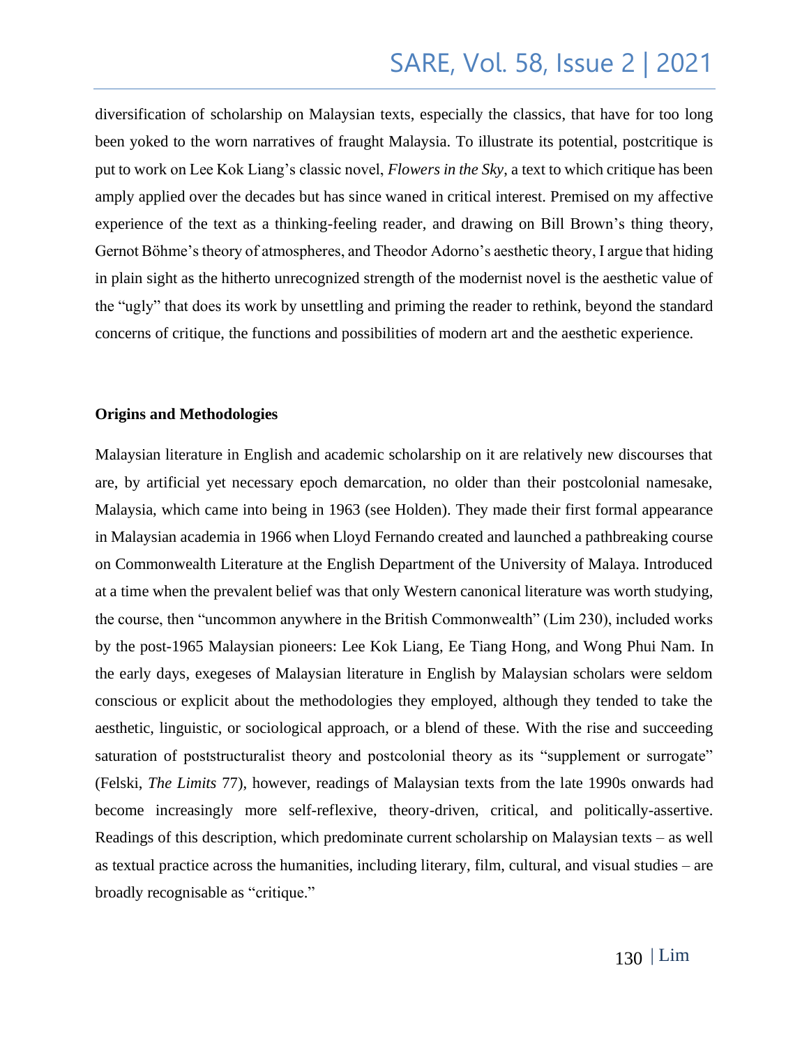diversification of scholarship on Malaysian texts, especially the classics, that have for too long been yoked to the worn narratives of fraught Malaysia. To illustrate its potential, postcritique is put to work on Lee Kok Liang's classic novel, *Flowers in the Sky*, a text to which critique has been amply applied over the decades but has since waned in critical interest. Premised on my affective experience of the text as a thinking-feeling reader, and drawing on Bill Brown's thing theory, Gernot Böhme's theory of atmospheres, and Theodor Adorno's aesthetic theory, I argue that hiding in plain sight as the hitherto unrecognized strength of the modernist novel is the aesthetic value of the "ugly" that does its work by unsettling and priming the reader to rethink, beyond the standard concerns of critique, the functions and possibilities of modern art and the aesthetic experience.

**Origins and Methodologies**

Malaysian literature in English and academic scholarship on it are relatively new discourses that are, by artificial yet necessary epoch demarcation, no older than their postcolonial namesake, Malaysia, which came into being in 1963 (see Holden). They made their first formal appearance in Malaysian academia in 1966 when Lloyd Fernando created and launched a pathbreaking course on Commonwealth Literature at the English Department of the University of Malaya. Introduced at a time when the prevalent belief was that only Western canonical literature was worth studying, the course, then "uncommon anywhere in the British Commonwealth" (Lim 230), included works by the post-1965 Malaysian pioneers: Lee Kok Liang, Ee Tiang Hong, and Wong Phui Nam. In the early days, exegeses of Malaysian literature in English by Malaysian scholars were seldom conscious or explicit about the methodologies they employed, although they tended to take the aesthetic, linguistic, or sociological approach, or a blend of these. With the rise and succeeding saturation of poststructuralist theory and postcolonial theory as its "supplement or surrogate" (Felski, *The Limits* 77), however, readings of Malaysian texts from the late 1990s onwards had become increasingly more self-reflexive, theory-driven, critical, and politically-assertive. Readings of this description, which predominate current scholarship on Malaysian texts – as well as textual practice across the humanities, including literary, film, cultural, and visual studies – are broadly recognisable as "critique."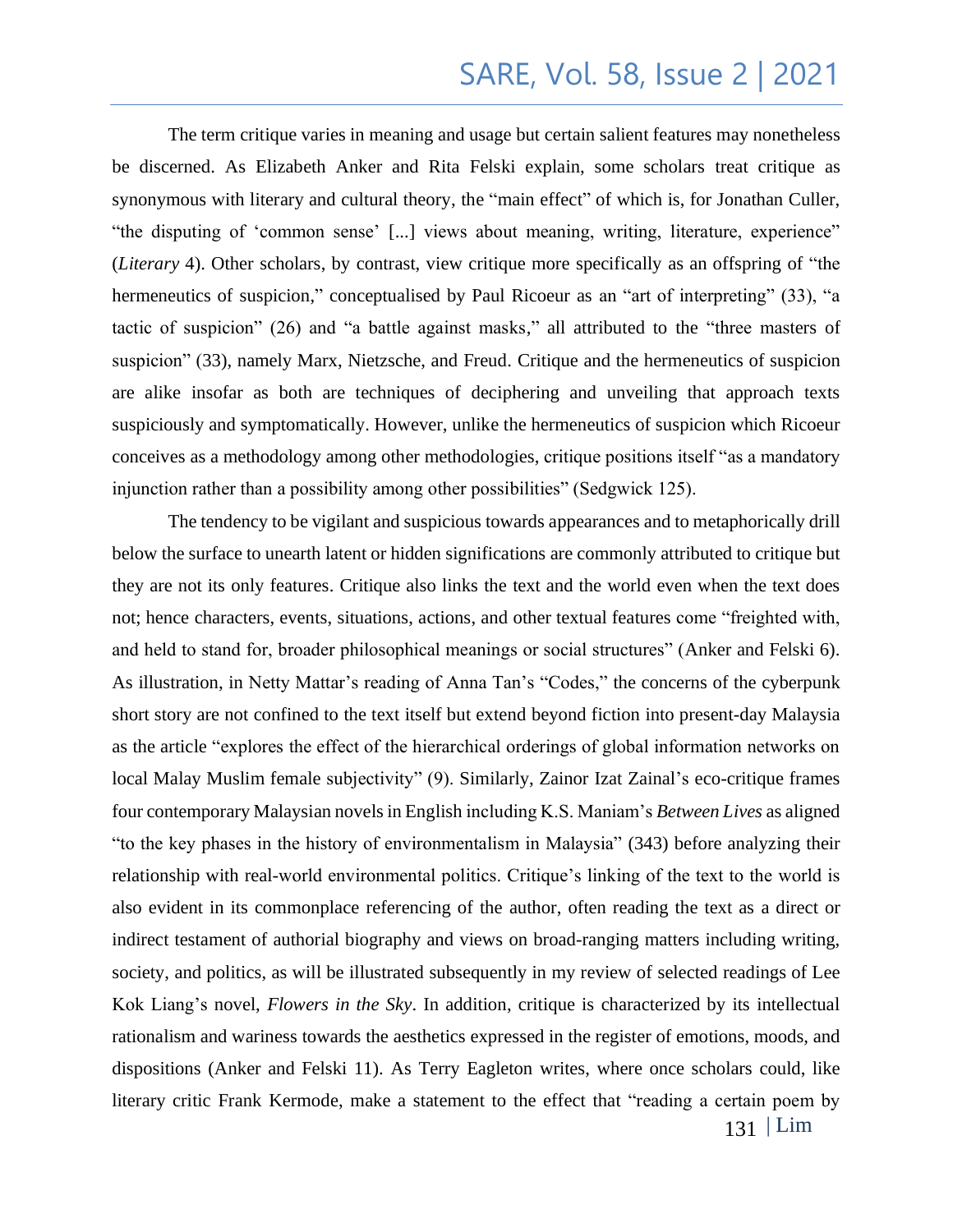The term critique varies in meaning and usage but certain salient features may nonetheless be discerned. As Elizabeth Anker and Rita Felski explain, some scholars treat critique as synonymous with literary and cultural theory, the "main effect" of which is, for Jonathan Culler, "the disputing of 'common sense' [...] views about meaning, writing, literature, experience" (*Literary* 4). Other scholars, by contrast, view critique more specifically as an offspring of "the hermeneutics of suspicion," conceptualised by Paul Ricoeur as an "art of interpreting" (33), "a tactic of suspicion" (26) and "a battle against masks," all attributed to the "three masters of suspicion" (33), namely Marx, Nietzsche, and Freud. Critique and the hermeneutics of suspicion are alike insofar as both are techniques of deciphering and unveiling that approach texts suspiciously and symptomatically. However, unlike the hermeneutics of suspicion which Ricoeur conceives as a methodology among other methodologies, critique positions itself "as a mandatory injunction rather than a possibility among other possibilities" (Sedgwick 125).

The tendency to be vigilant and suspicious towards appearances and to metaphorically drill below the surface to unearth latent or hidden significations are commonly attributed to critique but they are not its only features. Critique also links the text and the world even when the text does not; hence characters, events, situations, actions, and other textual features come "freighted with, and held to stand for, broader philosophical meanings or social structures" (Anker and Felski 6). As illustration, in Netty Mattar's reading of Anna Tan's "Codes," the concerns of the cyberpunk short story are not confined to the text itself but extend beyond fiction into present-day Malaysia as the article "explores the effect of the hierarchical orderings of global information networks on local Malay Muslim female subjectivity" (9). Similarly, Zainor Izat Zainal's eco-critique frames four contemporary Malaysian novels in English including K.S. Maniam's *Between Lives* as aligned "to the key phases in the history of environmentalism in Malaysia" (343) before analyzing their relationship with real-world environmental politics. Critique's linking of the text to the world is also evident in its commonplace referencing of the author, often reading the text as a direct or indirect testament of authorial biography and views on broad-ranging matters including writing, society, and politics, as will be illustrated subsequently in my review of selected readings of Lee Kok Liang's novel, *Flowers in the Sky*. In addition, critique is characterized by its intellectual rationalism and wariness towards the aesthetics expressed in the register of emotions, moods, and dispositions (Anker and Felski 11). As Terry Eagleton writes, where once scholars could, like literary critic Frank Kermode, make a statement to the effect that "reading a certain poem by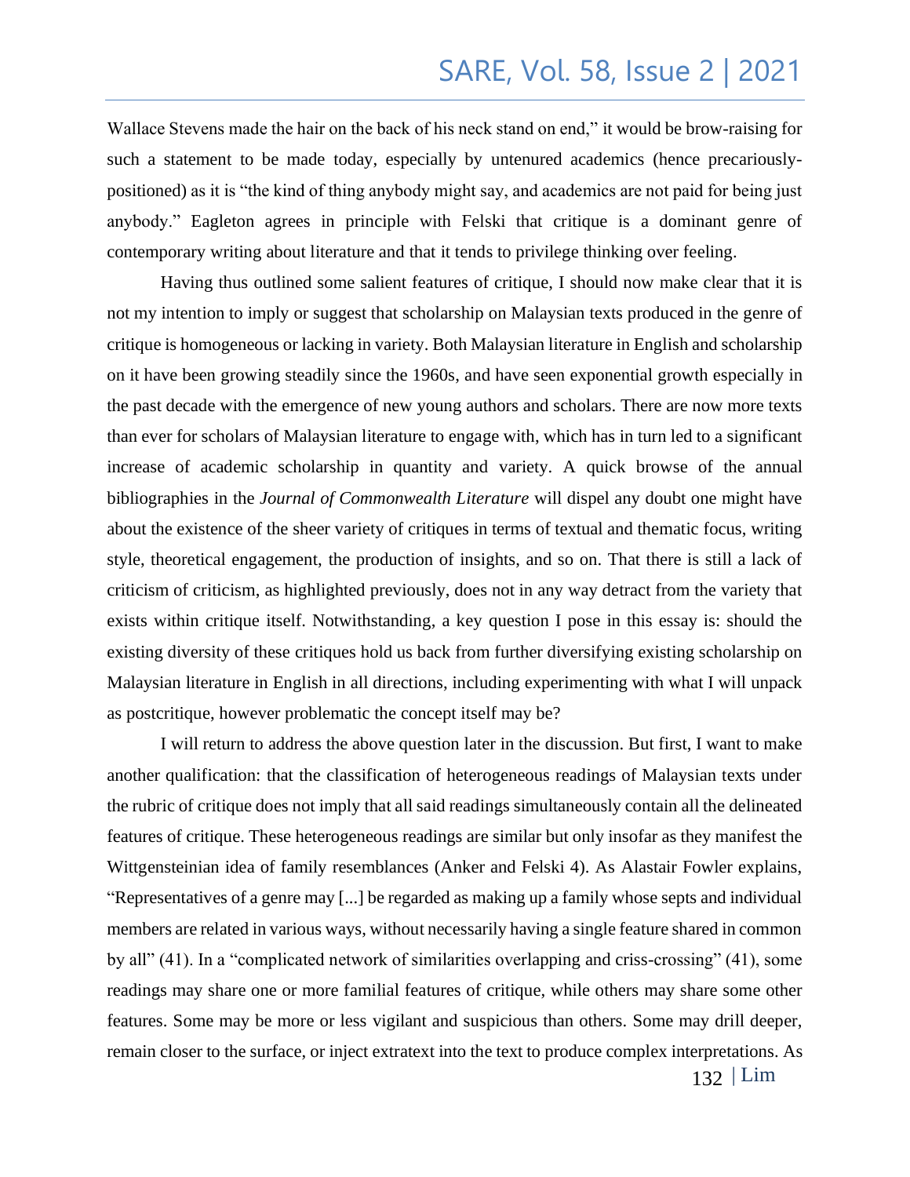Wallace Stevens made the hair on the back of his neck stand on end," it would be brow-raising for such a statement to be made today, especially by untenured academics (hence precariously-positioned) as it is "the kind of thing anybody might say, and academics are not paid for being just anybody." Eagleton agrees in principle with Felski that critique is a dominant genre of contemporary writing about literature and that it tends to privilege thinking over feeling.

Having thus outlined some salient features of critique, I should now make clear that it is not my intention to imply or suggest that scholarship on Malaysian texts produced in the genre of critique is homogeneous or lacking in variety. Both Malaysian literature in English and scholarship on it have been growing steadily since the 1960s, and have seen exponential growth especially in the past decade with the emergence of new young authors and scholars. There are now more texts than ever for scholars of Malaysian literature to engage with, which has in turn led to a significant increase of academic scholarship in quantity and variety. A quick browse of the annual bibliographies in the *Journal of Commonwealth Literature* will dispel any doubt one might have about the existence of the sheer variety of critiques in terms of textual and thematic focus, writing style, theoretical engagement, the production of insights, and so on. That there is still a lack of criticism of criticism, as highlighted previously, does not in any way detract from the variety that exists within critique itself. Notwithstanding, a key question I pose in this essay is: should the existing diversity of these critiques hold us back from further diversifying existing scholarship on Malaysian literature in English in all directions, including experimenting with what I will unpack as postcritique, however problematic the concept itself may be?

I will return to address the above question later in the discussion. But first, I want to make another qualification: that the classification of heterogeneous readings of Malaysian texts under the rubric of critique does not imply that all said readings simultaneously contain all the delineated features of critique. These heterogeneous readings are similar but only insofar as they manifest the Wittgensteinian idea of family resemblances (Anker and Felski 4). As Alastair Fowler explains, "Representatives of a genre may [...] be regarded as making up a family whose septs and individual members are related in various ways, without necessarily having a single feature shared in common by all" (41). In a "complicated network of similarities overlapping and criss-crossing" (41), some readings may share one or more familial features of critique, while others may share some other features. Some may be more or less vigilant and suspicious than others. Some may drill deeper, remain closer to the surface, or inject extratext into the text to produce complex interpretations. As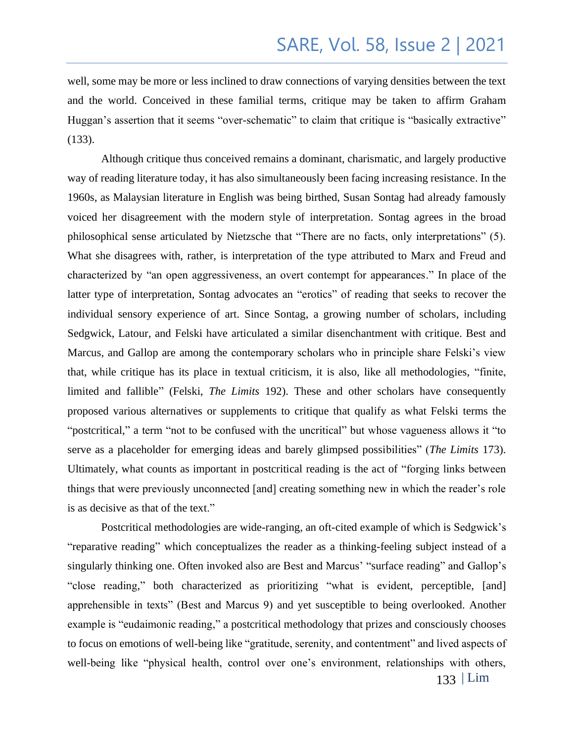well, some may be more or less inclined to draw connections of varying densities between the text and the world. Conceived in these familial terms, critique may be taken to affirm Graham Huggan's assertion that it seems "over-schematic" to claim that critique is "basically extractive" (133).

Although critique thus conceived remains a dominant, charismatic, and largely productive way of reading literature today, it has also simultaneously been facing increasing resistance. In the 1960s, as Malaysian literature in English was being birthed, Susan Sontag had already famously voiced her disagreement with the modern style of interpretation. Sontag agrees in the broad philosophical sense articulated by Nietzsche that "There are no facts, only interpretations" (5). What she disagrees with, rather, is interpretation of the type attributed to Marx and Freud and characterized by "an open aggressiveness, an overt contempt for appearances." In place of the latter type of interpretation, Sontag advocates an "erotics" of reading that seeks to recover the individual sensory experience of art. Since Sontag, a growing number of scholars, including Sedgwick, Latour, and Felski have articulated a similar disenchantment with critique. Best and Marcus, and Gallop are among the contemporary scholars who in principle share Felski's view that, while critique has its place in textual criticism, it is also, like all methodologies, "finite, limited and fallible" (Felski, *The Limits* 192). These and other scholars have consequently proposed various alternatives or supplements to critique that qualify as what Felski terms the "postcritical," a term "not to be confused with the uncritical" but whose vagueness allows it "to serve as a placeholder for emerging ideas and barely glimpsed possibilities" (*The Limits* 173). Ultimately, what counts as important in postcritical reading is the act of "forging links between things that were previously unconnected [and] creating something new in which the reader's role is as decisive as that of the text."

Postcritical methodologies are wide-ranging, an oft-cited example of which is Sedgwick's "reparative reading" which conceptualizes the reader as a thinking-feeling subject instead of a singularly thinking one. Often invoked also are Best and Marcus' "surface reading" and Gallop's "close reading," both characterized as prioritizing "what is evident, perceptible, [and] apprehensible in texts" (Best and Marcus 9) and yet susceptible to being overlooked. Another example is "eudaimonic reading," a postcritical methodology that prizes and consciously chooses to focus on emotions of well-being like "gratitude, serenity, and contentment" and lived aspects of well-being like "physical health, control over one's environment, relationships with others,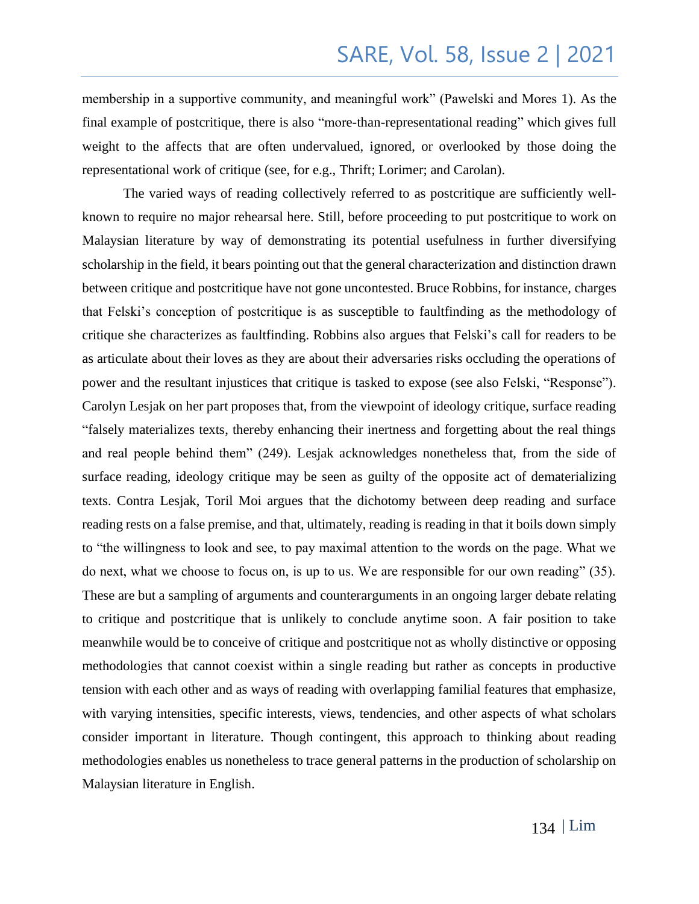membership in a supportive community, and meaningful work" (Pawelski and Mores 1). As the final example of postcritique, there is also "more-than-representational reading" which gives full weight to the affects that are often undervalued, ignored, or overlooked by those doing the representational work of critique (see, for e.g., Thrift; Lorimer; and Carolan).

The varied ways of reading collectively referred to as postcritique are sufficiently well-known to require no major rehearsal here. Still, before proceeding to put postcritique to work on Malaysian literature by way of demonstrating its potential usefulness in further diversifying scholarship in the field, it bears pointing out that the general characterization and distinction drawn between critique and postcritique have not gone uncontested. Bruce Robbins, for instance, charges that Felski's conception of postcritique is as susceptible to faultfinding as the methodology of critique she characterizes as faultfinding. Robbins also argues that Felski's call for readers to be as articulate about their loves as they are about their adversaries risks occluding the operations of power and the resultant injustices that critique is tasked to expose (see also Felski, "Response"). Carolyn Lesjak on her part proposes that, from the viewpoint of ideology critique, surface reading "falsely materializes texts, thereby enhancing their inertness and forgetting about the real things and real people behind them" (249). Lesjak acknowledges nonetheless that, from the side of surface reading, ideology critique may be seen as guilty of the opposite act of dematerializing texts. Contra Lesjak, Toril Moi argues that the dichotomy between deep reading and surface reading rests on a false premise, and that, ultimately, reading is reading in that it boils down simply to "the willingness to look and see, to pay maximal attention to the words on the page. What we do next, what we choose to focus on, is up to us. We are responsible for our own reading" (35). These are but a sampling of arguments and counterarguments in an ongoing larger debate relating to critique and postcritique that is unlikely to conclude anytime soon. A fair position to take meanwhile would be to conceive of critique and postcritique not as wholly distinctive or opposing methodologies that cannot coexist within a single reading but rather as concepts in productive tension with each other and as ways of reading with overlapping familial features that emphasize, with varying intensities, specific interests, views, tendencies, and other aspects of what scholars consider important in literature. Though contingent, this approach to thinking about reading methodologies enables us nonetheless to trace general patterns in the production of scholarship on Malaysian literature in English.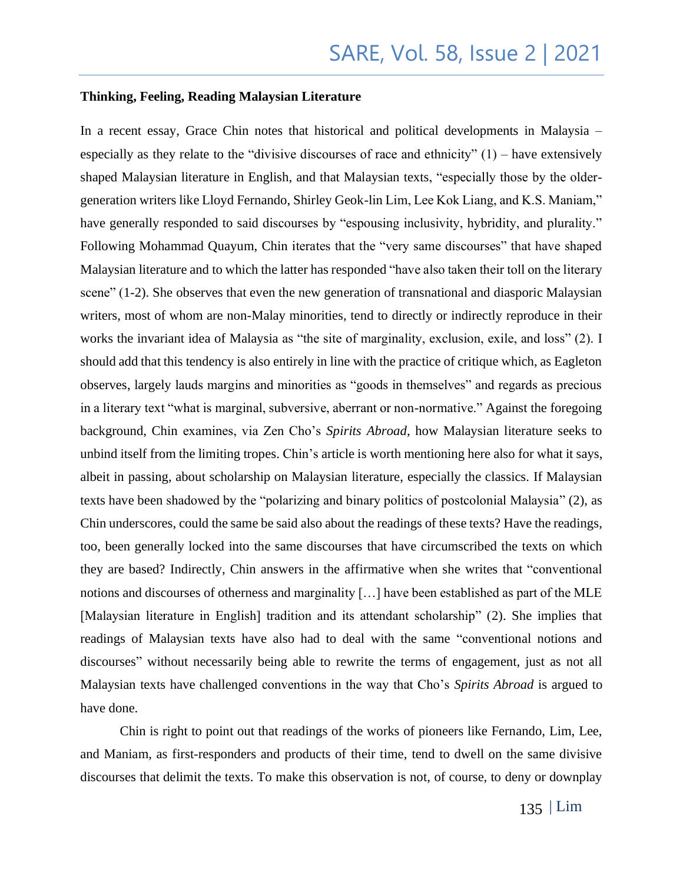**Thinking, Feeling, Reading Malaysian Literature**

In a recent essay, Grace Chin notes that historical and political developments in Malaysia – especially as they relate to the "divisive discourses of race and ethnicity" (1) – have extensively shaped Malaysian literature in English, and that Malaysian texts, "especially those by the older-generation writers like Lloyd Fernando, Shirley Geok-lin Lim, Lee Kok Liang, and K.S. Maniam," have generally responded to said discourses by "espousing inclusivity, hybridity, and plurality." Following Mohammad Quayum, Chin iterates that the "very same discourses" that have shaped Malaysian literature and to which the latter has responded "have also taken their toll on the literary scene" (1-2). She observes that even the new generation of transnational and diasporic Malaysian writers, most of whom are non-Malay minorities, tend to directly or indirectly reproduce in their works the invariant idea of Malaysia as "the site of marginality, exclusion, exile, and loss" (2). I should add that this tendency is also entirely in line with the practice of critique which, as Eagleton observes, largely lauds margins and minorities as "goods in themselves" and regards as precious in a literary text "what is marginal, subversive, aberrant or non-normative." Against the foregoing background, Chin examines, via Zen Cho's *Spirits Abroad*, how Malaysian literature seeks to unbind itself from the limiting tropes. Chin's article is worth mentioning here also for what it says, albeit in passing, about scholarship on Malaysian literature, especially the classics. If Malaysian texts have been shadowed by the "polarizing and binary politics of postcolonial Malaysia" (2), as Chin underscores, could the same be said also about the readings of these texts? Have the readings, too, been generally locked into the same discourses that have circumscribed the texts on which they are based? Indirectly, Chin answers in the affirmative when she writes that "conventional notions and discourses of otherness and marginality [...] have been established as part of the MLE [Malaysian literature in English] tradition and its attendant scholarship" (2). She implies that readings of Malaysian texts have also had to deal with the same "conventional notions and discourses" without necessarily being able to rewrite the terms of engagement, just as not all Malaysian texts have challenged conventions in the way that Cho's *Spirits Abroad* is argued to have done.

Chin is right to point out that readings of the works of pioneers like Fernando, Lim, Lee, and Maniam, as first-responders and products of their time, tend to dwell on the same divisive discourses that delimit the texts. To make this observation is not, of course, to deny or downplay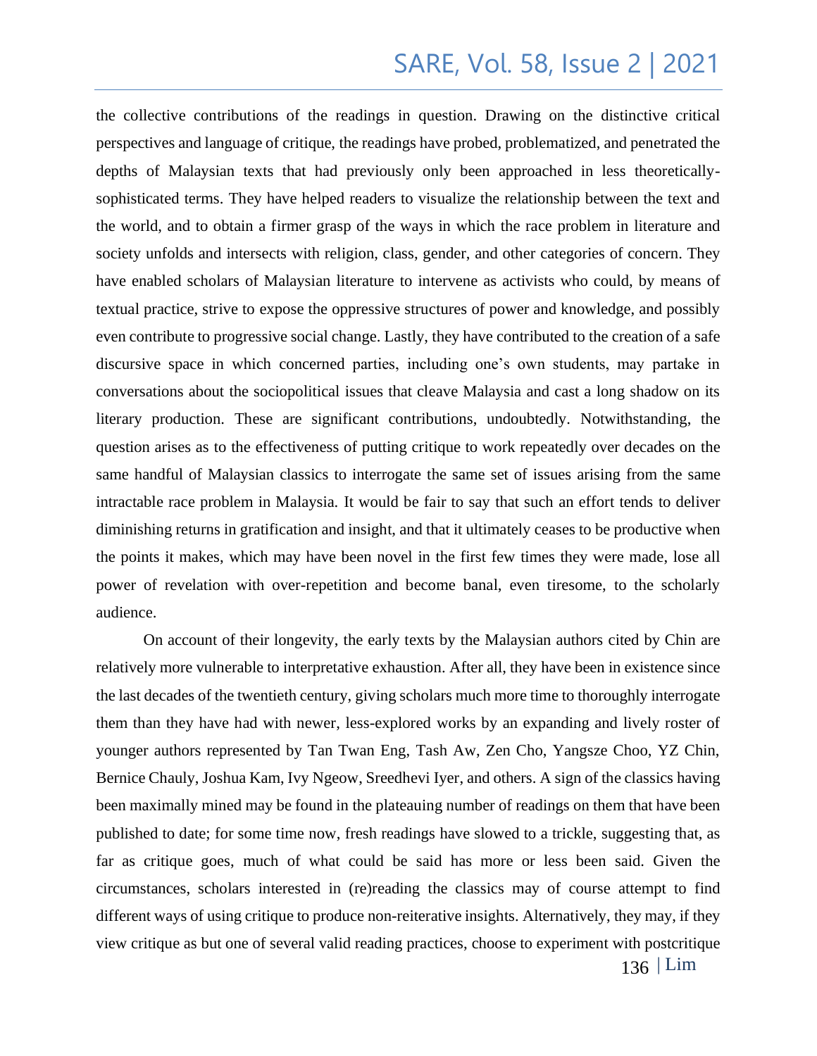the collective contributions of the readings in question. Drawing on the distinctive critical perspectives and language of critique, the readings have probed, problematized, and penetrated the depths of Malaysian texts that had previously only been approached in less theoretically-sophisticated terms. They have helped readers to visualize the relationship between the text and the world, and to obtain a firmer grasp of the ways in which the race problem in literature and society unfolds and intersects with religion, class, gender, and other categories of concern. They have enabled scholars of Malaysian literature to intervene as activists who could, by means of textual practice, strive to expose the oppressive structures of power and knowledge, and possibly even contribute to progressive social change. Lastly, they have contributed to the creation of a safe discursive space in which concerned parties, including one's own students, may partake in conversations about the sociopolitical issues that cleave Malaysia and cast a long shadow on its literary production. These are significant contributions, undoubtedly. Notwithstanding, the question arises as to the effectiveness of putting critique to work repeatedly over decades on the same handful of Malaysian classics to interrogate the same set of issues arising from the same intractable race problem in Malaysia. It would be fair to say that such an effort tends to deliver diminishing returns in gratification and insight, and that it ultimately ceases to be productive when the points it makes, which may have been novel in the first few times they were made, lose all power of revelation with over-repetition and become banal, even tiresome, to the scholarly audience.

On account of their longevity, the early texts by the Malaysian authors cited by Chin are relatively more vulnerable to interpretative exhaustion. After all, they have been in existence since the last decades of the twentieth century, giving scholars much more time to thoroughly interrogate them than they have had with newer, less-explored works by an expanding and lively roster of younger authors represented by Tan Twan Eng, Tash Aw, Zen Cho, Yangsze Choo, YZ Chin, Bernice Chauly, Joshua Kam, Ivy Ngeow, Sreedhevi Iyer, and others. A sign of the classics having been maximally mined may be found in the plateauing number of readings on them that have been published to date; for some time now, fresh readings have slowed to a trickle, suggesting that, as far as critique goes, much of what could be said has more or less been said. Given the circumstances, scholars interested in (re)reading the classics may of course attempt to find different ways of using critique to produce non-reiterative insights. Alternatively, they may, if they view critique as but one of several valid reading practices, choose to experiment with postcritique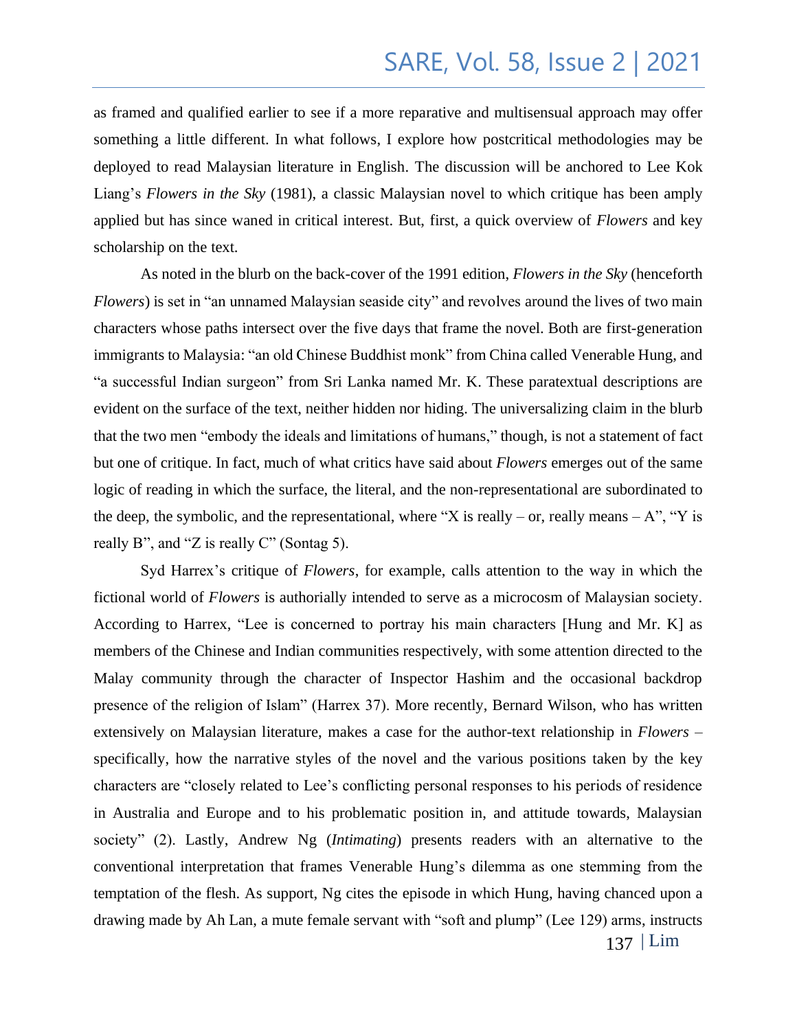as framed and qualified earlier to see if a more reparative and multisensual approach may offer something a little different. In what follows, I explore how postcritical methodologies may be deployed to read Malaysian literature in English. The discussion will be anchored to Lee Kok Liang's *Flowers in the Sky* (1981), a classic Malaysian novel to which critique has been amply applied but has since waned in critical interest. But, first, a quick overview of *Flowers* and key scholarship on the text.

As noted in the blurb on the back-cover of the 1991 edition, *Flowers in the Sky* (henceforth *Flowers*) is set in "an unnamed Malaysian seaside city" and revolves around the lives of two main characters whose paths intersect over the five days that frame the novel. Both are first-generation immigrants to Malaysia: "an old Chinese Buddhist monk" from China called Venerable Hung, and "a successful Indian surgeon" from Sri Lanka named Mr. K. These paratextual descriptions are evident on the surface of the text, neither hidden nor hiding. The universalizing claim in the blurb that the two men "embody the ideals and limitations of humans," though, is not a statement of fact but one of critique. In fact, much of what critics have said about *Flowers* emerges out of the same logic of reading in which the surface, the literal, and the non-representational are subordinated to the deep, the symbolic, and the representational, where "X is really – or, really means – A", "Y is really B", and "Z is really C" (Sontag 5).

Syd Harrex's critique of *Flowers*, for example, calls attention to the way in which the fictional world of *Flowers* is authorially intended to serve as a microcosm of Malaysian society. According to Harrex, "Lee is concerned to portray his main characters [Hung and Mr. K] as members of the Chinese and Indian communities respectively, with some attention directed to the Malay community through the character of Inspector Hashim and the occasional backdrop presence of the religion of Islam" (Harrex 37). More recently, Bernard Wilson, who has written extensively on Malaysian literature, makes a case for the author-text relationship in *Flowers* – specifically, how the narrative styles of the novel and the various positions taken by the key characters are "closely related to Lee's conflicting personal responses to his periods of residence in Australia and Europe and to his problematic position in, and attitude towards, Malaysian society" (2). Lastly, Andrew Ng (*Intimating*) presents readers with an alternative to the conventional interpretation that frames Venerable Hung's dilemma as one stemming from the temptation of the flesh. As support, Ng cites the episode in which Hung, having chanced upon a drawing made by Ah Lan, a mute female servant with "soft and plump" (Lee 129) arms, instructs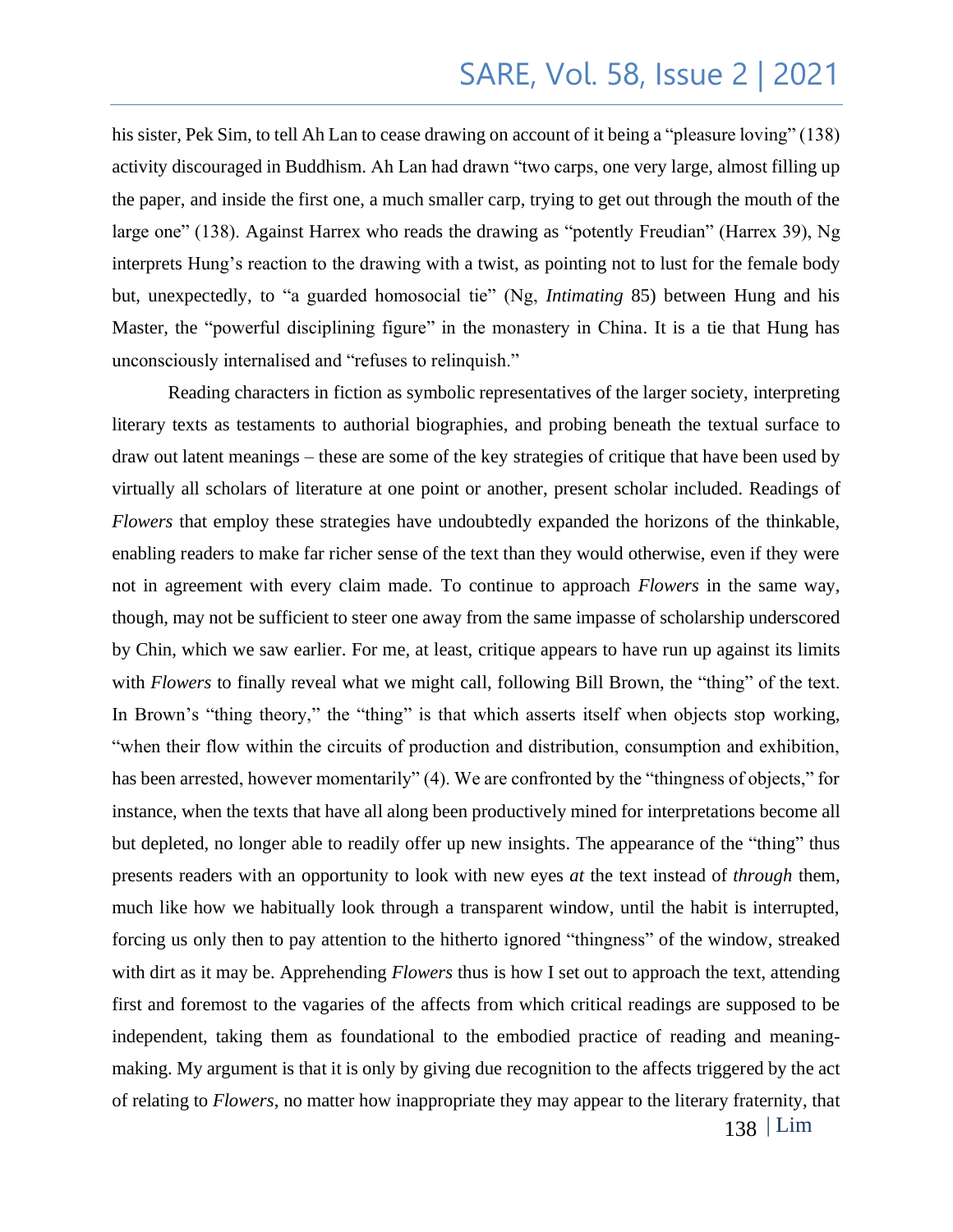his sister, Pek Sim, to tell Ah Lan to cease drawing on account of it being a "pleasure loving" (138) activity discouraged in Buddhism. Ah Lan had drawn "two carps, one very large, almost filling up the paper, and inside the first one, a much smaller carp, trying to get out through the mouth of the large one" (138). Against Harrex who reads the drawing as "potently Freudian" (Harrex 39), Ng interprets Hung's reaction to the drawing with a twist, as pointing not to lust for the female body but, unexpectedly, to "a guarded homosocial tie" (Ng, *Intimating* 85) between Hung and his Master, the "powerful disciplining figure" in the monastery in China. It is a tie that Hung has unconsciously internalised and "refuses to relinquish."

Reading characters in fiction as symbolic representatives of the larger society, interpreting literary texts as testaments to authorial biographies, and probing beneath the textual surface to draw out latent meanings – these are some of the key strategies of critique that have been used by virtually all scholars of literature at one point or another, present scholar included. Readings of *Flowers* that employ these strategies have undoubtedly expanded the horizons of the thinkable, enabling readers to make far richer sense of the text than they would otherwise, even if they were not in agreement with every claim made. To continue to approach *Flowers* in the same way, though, may not be sufficient to steer one away from the same impasse of scholarship underscored by Chin, which we saw earlier. For me, at least, critique appears to have run up against its limits with *Flowers* to finally reveal what we might call, following Bill Brown, the "thing" of the text. In Brown's "thing theory," the "thing" is that which asserts itself when objects stop working, "when their flow within the circuits of production and distribution, consumption and exhibition, has been arrested, however momentarily" (4). We are confronted by the "thingness of objects," for instance, when the texts that have all along been productively mined for interpretations become all but depleted, no longer able to readily offer up new insights. The appearance of the "thing" thus presents readers with an opportunity to look with new eyes *at* the text instead of *through* them, much like how we habitually look through a transparent window, until the habit is interrupted, forcing us only then to pay attention to the hitherto ignored "thingness" of the window, streaked with dirt as it may be. Apprehending *Flowers* thus is how I set out to approach the text, attending first and foremost to the vagaries of the affects from which critical readings are supposed to be independent, taking them as foundational to the embodied practice of reading and meaning-making. My argument is that it is only by giving due recognition to the affects triggered by the act of relating to *Flowers*, no matter how inappropriate they may appear to the literary fraternity, that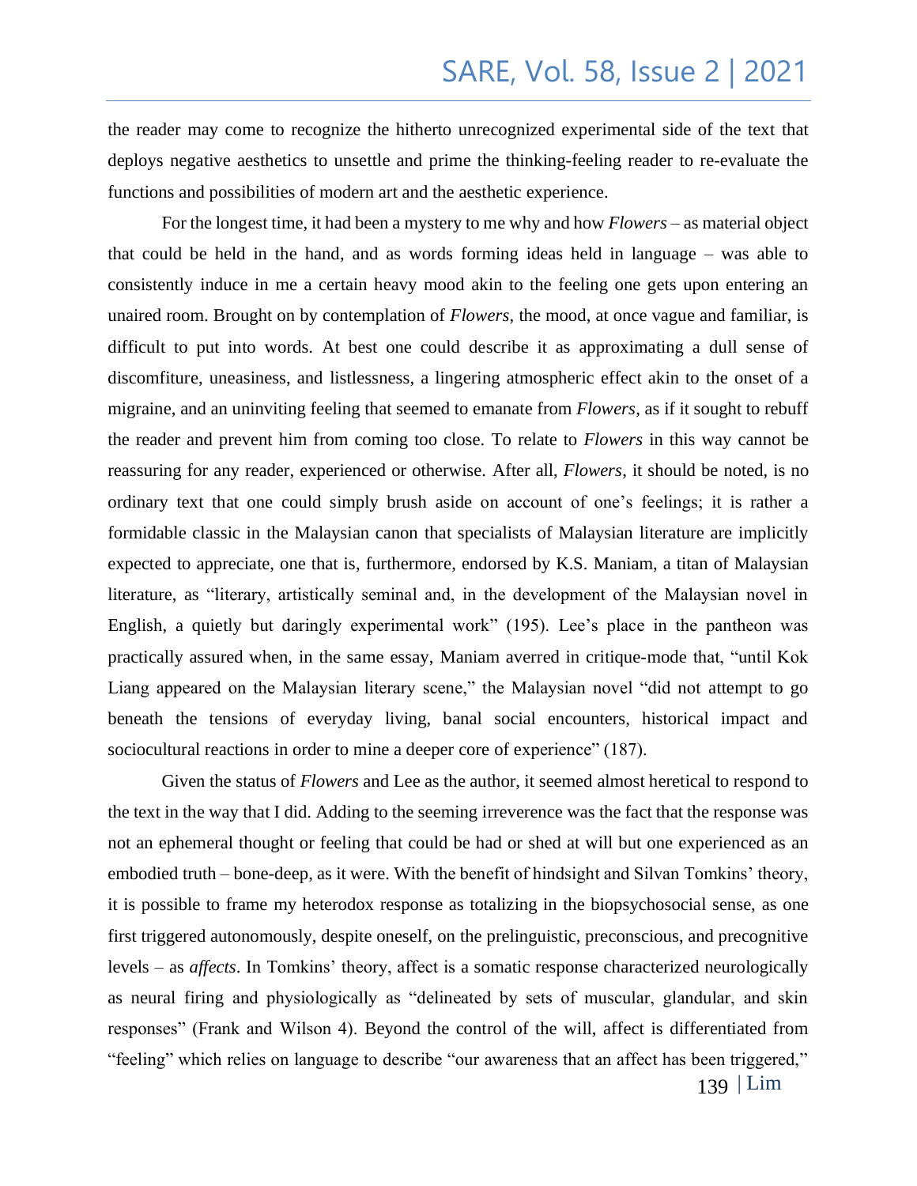the reader may come to recognize the hitherto unrecognized experimental side of the text that deploys negative aesthetics to unsettle and prime the thinking-feeling reader to re-evaluate the functions and possibilities of modern art and the aesthetic experience.

For the longest time, it had been a mystery to me why and how *Flowers* – as material object that could be held in the hand, and as words forming ideas held in language – was able to consistently induce in me a certain heavy mood akin to the feeling one gets upon entering an unaired room. Brought on by contemplation of *Flowers*, the mood, at once vague and familiar, is difficult to put into words. At best one could describe it as approximating a dull sense of discomfiture, uneasiness, and listlessness, a lingering atmospheric effect akin to the onset of a migraine, and an uninviting feeling that seemed to emanate from *Flowers*, as if it sought to rebuff the reader and prevent him from coming too close. To relate to *Flowers* in this way cannot be reassuring for any reader, experienced or otherwise. After all, *Flowers*, it should be noted, is no ordinary text that one could simply brush aside on account of one's feelings; it is rather a formidable classic in the Malaysian canon that specialists of Malaysian literature are implicitly expected to appreciate, one that is, furthermore, endorsed by K.S. Maniam, a titan of Malaysian literature, as "literary, artistically seminal and, in the development of the Malaysian novel in English, a quietly but daringly experimental work" (195). Lee's place in the pantheon was practically assured when, in the same essay, Maniam averred in critique-mode that, "until Kok Liang appeared on the Malaysian literary scene," the Malaysian novel "did not attempt to go beneath the tensions of everyday living, banal social encounters, historical impact and sociocultural reactions in order to mine a deeper core of experience" (187).

Given the status of *Flowers* and Lee as the author, it seemed almost heretical to respond to the text in the way that I did. Adding to the seeming irreverence was the fact that the response was not an ephemeral thought or feeling that could be had or shed at will but one experienced as an embodied truth – bone-deep, as it were. With the benefit of hindsight and Silvan Tomkins' theory, it is possible to frame my heterodox response as totalizing in the biopsychosocial sense, as one first triggered autonomously, despite oneself, on the prelinguistic, preconscious, and precognitive levels – as *affects*. In Tomkins' theory, affect is a somatic response characterized neurologically as neural firing and physiologically as "delineated by sets of muscular, glandular, and skin responses" (Frank and Wilson 4). Beyond the control of the will, affect is differentiated from "feeling" which relies on language to describe "our awareness that an affect has been triggered,"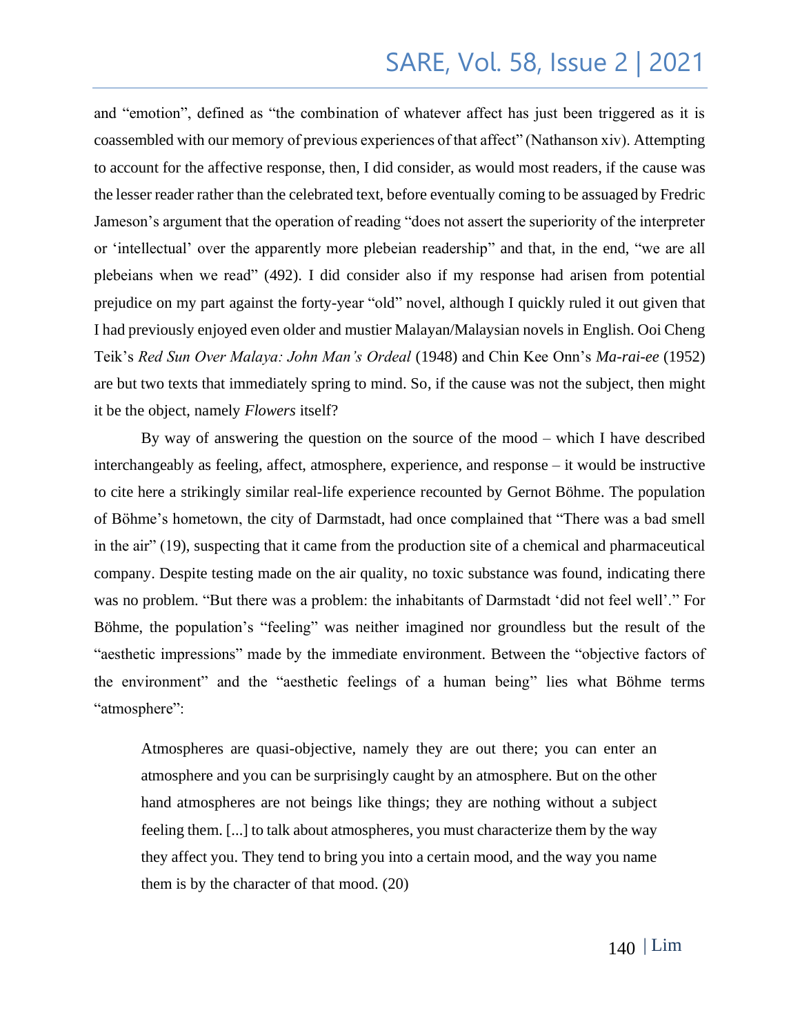and "emotion", defined as "the combination of whatever affect has just been triggered as it is coassembled with our memory of previous experiences of that affect" (Nathanson xiv). Attempting to account for the affective response, then, I did consider, as would most readers, if the cause was the lesser reader rather than the celebrated text, before eventually coming to be assuaged by Fredric Jameson's argument that the operation of reading "does not assert the superiority of the interpreter or 'intellectual' over the apparently more plebeian readership" and that, in the end, "we are all plebeians when we read" (492). I did consider also if my response had arisen from potential prejudice on my part against the forty-year "old" novel, although I quickly ruled it out given that I had previously enjoyed even older and mustier Malayan/Malaysian novels in English. Ooi Cheng Teik's *Red Sun Over Malaya: John Man's Ordeal* (1948) and Chin Kee Onn's *Ma-rai-ee* (1952) are but two texts that immediately spring to mind. So, if the cause was not the subject, then might it be the object, namely *Flowers* itself?

By way of answering the question on the source of the mood – which I have described interchangeably as feeling, affect, atmosphere, experience, and response – it would be instructive to cite here a strikingly similar real-life experience recounted by Gernot Böhme. The population of Böhme's hometown, the city of Darmstadt, had once complained that "There was a bad smell in the air" (19), suspecting that it came from the production site of a chemical and pharmaceutical company. Despite testing made on the air quality, no toxic substance was found, indicating there was no problem. "But there was a problem: the inhabitants of Darmstadt 'did not feel well'." For Böhme, the population's "feeling" was neither imagined nor groundless but the result of the "aesthetic impressions" made by the immediate environment. Between the "objective factors of the environment" and the "aesthetic feelings of a human being" lies what Böhme terms "atmosphere":

> Atmospheres are quasi-objective, namely they are out there; you can enter an atmosphere and you can be surprisingly caught by an atmosphere. But on the other hand atmospheres are not beings like things; they are nothing without a subject feeling them. [...] to talk about atmospheres, you must characterize them by the way they affect you. They tend to bring you into a certain mood, and the way you name them is by the character of that mood. (20)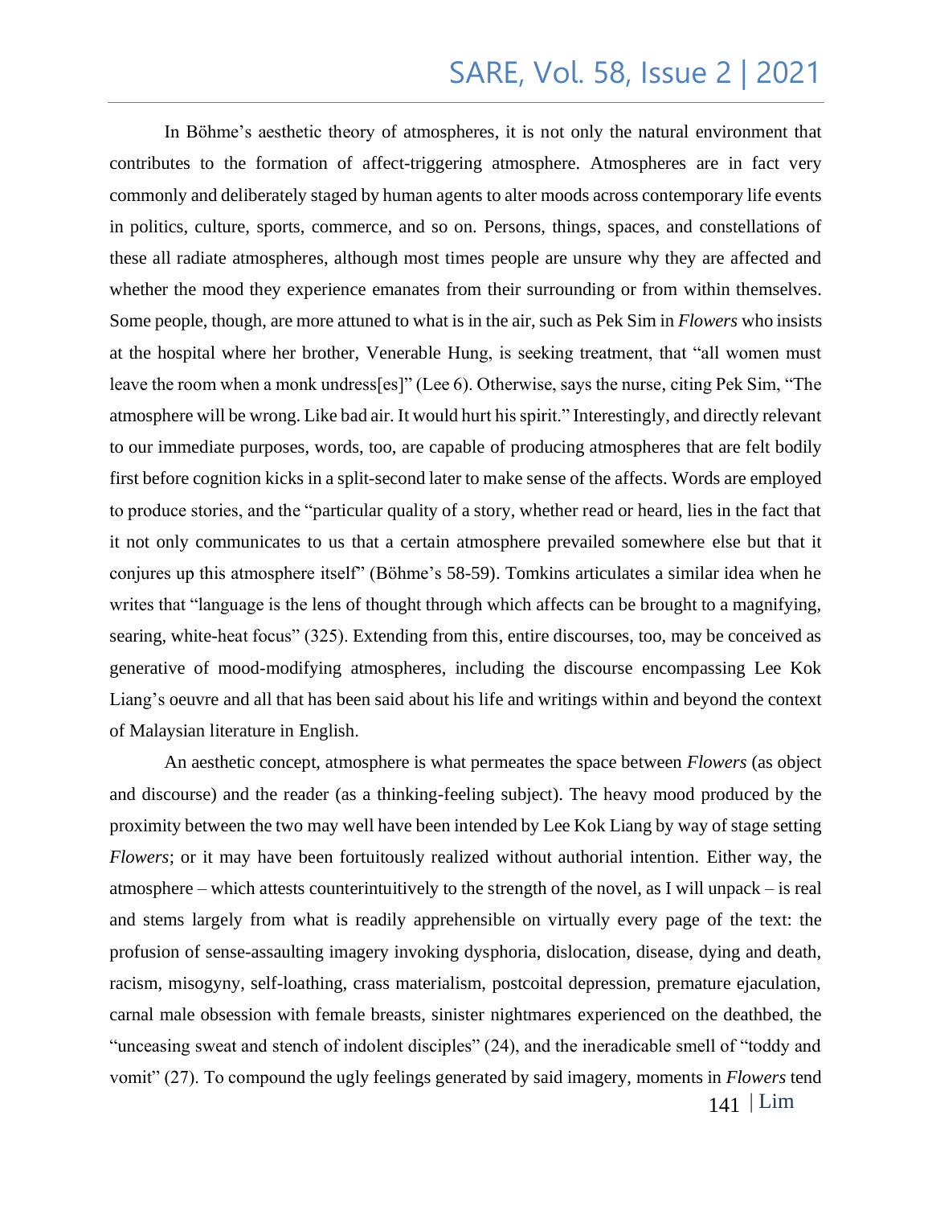In Böhme's aesthetic theory of atmospheres, it is not only the natural environment that contributes to the formation of affect-triggering atmosphere. Atmospheres are in fact very commonly and deliberately staged by human agents to alter moods across contemporary life events in politics, culture, sports, commerce, and so on. Persons, things, spaces, and constellations of these all radiate atmospheres, although most times people are unsure why they are affected and whether the mood they experience emanates from their surrounding or from within themselves. Some people, though, are more attuned to what is in the air, such as Pek Sim in *Flowers* who insists at the hospital where her brother, Venerable Hung, is seeking treatment, that "all women must leave the room when a monk undress[es]" (Lee 6). Otherwise, says the nurse, citing Pek Sim, "The atmosphere will be wrong. Like bad air. It would hurt his spirit." Interestingly, and directly relevant to our immediate purposes, words, too, are capable of producing atmospheres that are felt bodily first before cognition kicks in a split-second later to make sense of the affects. Words are employed to produce stories, and the "particular quality of a story, whether read or heard, lies in the fact that it not only communicates to us that a certain atmosphere prevailed somewhere else but that it conjures up this atmosphere itself" (Böhme's 58-59). Tomkins articulates a similar idea when he writes that "language is the lens of thought through which affects can be brought to a magnifying, searing, white-heat focus" (325). Extending from this, entire discourses, too, may be conceived as generative of mood-modifying atmospheres, including the discourse encompassing Lee Kok Liang's oeuvre and all that has been said about his life and writings within and beyond the context of Malaysian literature in English.

An aesthetic concept, atmosphere is what permeates the space between *Flowers* (as object and discourse) and the reader (as a thinking-feeling subject). The heavy mood produced by the proximity between the two may well have been intended by Lee Kok Liang by way of stage setting *Flowers*; or it may have been fortuitously realized without authorial intention. Either way, the atmosphere – which attests counterintuitively to the strength of the novel, as I will unpack – is real and stems largely from what is readily apprehensible on virtually every page of the text: the profusion of sense-assaulting imagery invoking dysphoria, dislocation, disease, dying and death, racism, misogyny, self-loathing, crass materialism, postcoital depression, premature ejaculation, carnal male obsession with female breasts, sinister nightmares experienced on the deathbed, the "unceasing sweat and stench of indolent disciples" (24), and the ineradicable smell of "toddy and vomit" (27). To compound the ugly feelings generated by said imagery, moments in *Flowers* tend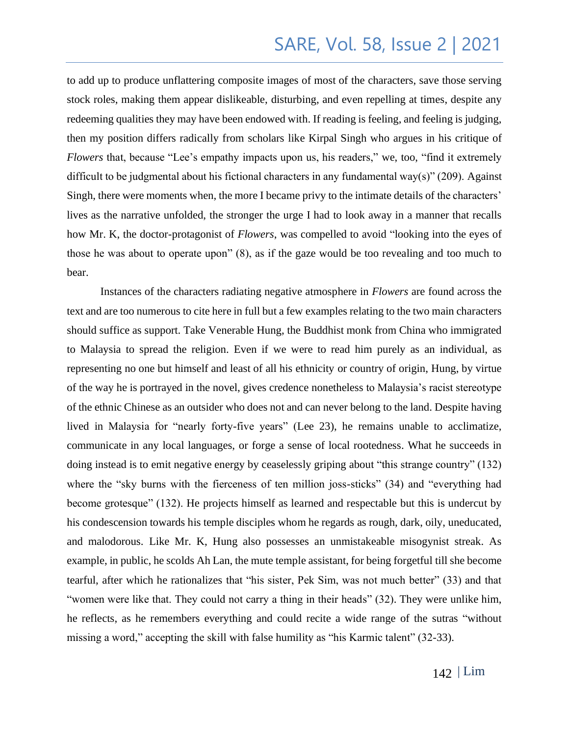to add up to produce unflattering composite images of most of the characters, save those serving stock roles, making them appear dislikeable, disturbing, and even repelling at times, despite any redeeming qualities they may have been endowed with. If reading is feeling, and feeling is judging, then my position differs radically from scholars like Kirpal Singh who argues in his critique of *Flowers* that, because "Lee's empathy impacts upon us, his readers," we, too, "find it extremely difficult to be judgmental about his fictional characters in any fundamental way(s)" (209). Against Singh, there were moments when, the more I became privy to the intimate details of the characters' lives as the narrative unfolded, the stronger the urge I had to look away in a manner that recalls how Mr. K, the doctor-protagonist of *Flowers*, was compelled to avoid "looking into the eyes of those he was about to operate upon" (8), as if the gaze would be too revealing and too much to bear.

Instances of the characters radiating negative atmosphere in *Flowers* are found across the text and are too numerous to cite here in full but a few examples relating to the two main characters should suffice as support. Take Venerable Hung, the Buddhist monk from China who immigrated to Malaysia to spread the religion. Even if we were to read him purely as an individual, as representing no one but himself and least of all his ethnicity or country of origin, Hung, by virtue of the way he is portrayed in the novel, gives credence nonetheless to Malaysia's racist stereotype of the ethnic Chinese as an outsider who does not and can never belong to the land. Despite having lived in Malaysia for "nearly forty-five years" (Lee 23), he remains unable to acclimatize, communicate in any local languages, or forge a sense of local rootedness. What he succeeds in doing instead is to emit negative energy by ceaselessly griping about "this strange country" (132) where the "sky burns with the fierceness of ten million joss-sticks" (34) and "everything had become grotesque" (132). He projects himself as learned and respectable but this is undercut by his condescension towards his temple disciples whom he regards as rough, dark, oily, uneducated, and malodorous. Like Mr. K, Hung also possesses an unmistakeable misogynist streak. As example, in public, he scolds Ah Lan, the mute temple assistant, for being forgetful till she become tearful, after which he rationalizes that "his sister, Pek Sim, was not much better" (33) and that "women were like that. They could not carry a thing in their heads" (32). They were unlike him, he reflects, as he remembers everything and could recite a wide range of the sutras "without missing a word," accepting the skill with false humility as "his Karmic talent" (32-33).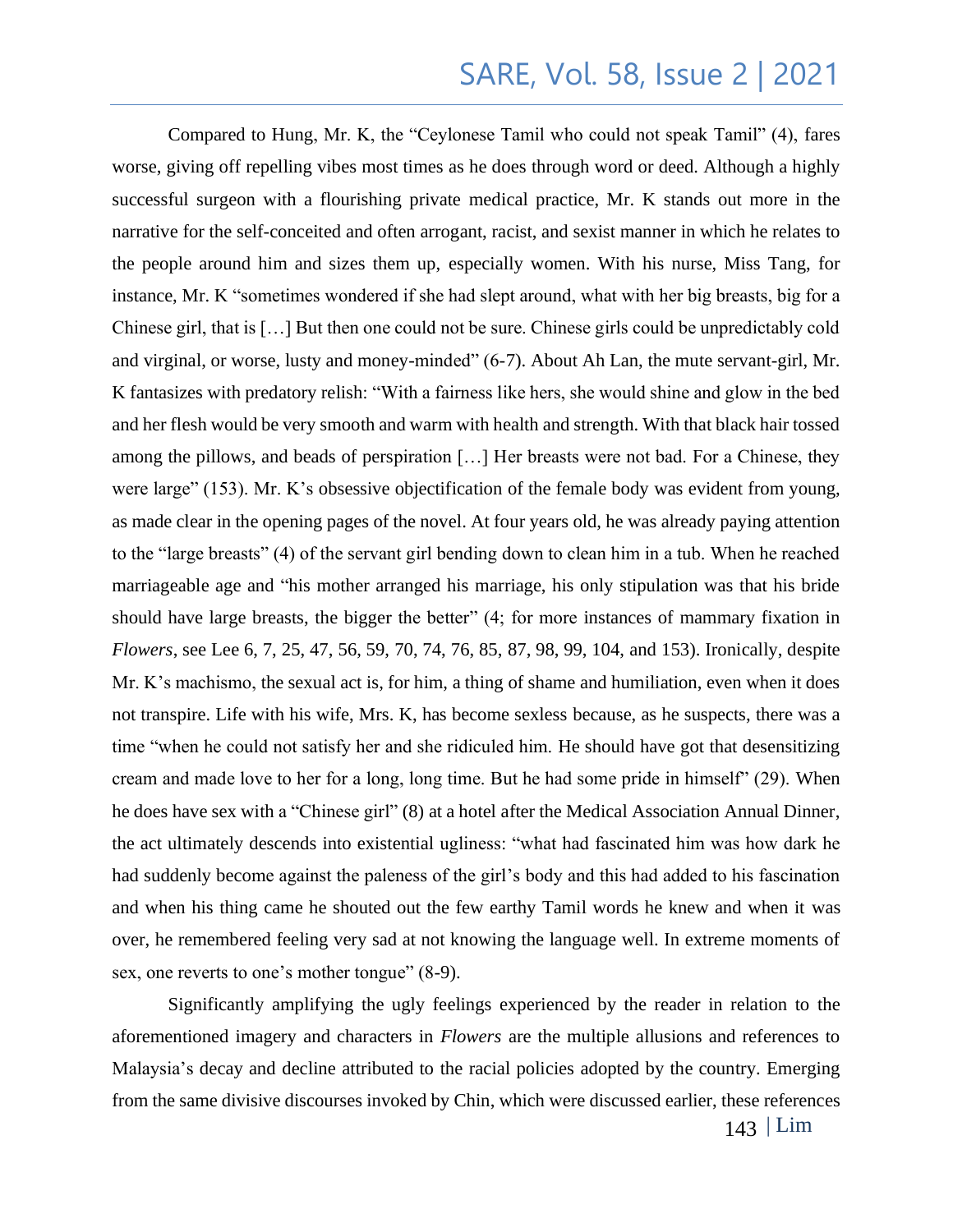Compared to Hung, Mr. K, the "Ceylonese Tamil who could not speak Tamil" (4), fares worse, giving off repelling vibes most times as he does through word or deed. Although a highly successful surgeon with a flourishing private medical practice, Mr. K stands out more in the narrative for the self-conceited and often arrogant, racist, and sexist manner in which he relates to the people around him and sizes them up, especially women. With his nurse, Miss Tang, for instance, Mr. K "sometimes wondered if she had slept around, what with her big breasts, big for a Chinese girl, that is […] But then one could not be sure. Chinese girls could be unpredictably cold and virginal, or worse, lusty and money-minded" (6-7). About Ah Lan, the mute servant-girl, Mr. K fantasizes with predatory relish: "With a fairness like hers, she would shine and glow in the bed and her flesh would be very smooth and warm with health and strength. With that black hair tossed among the pillows, and beads of perspiration […] Her breasts were not bad. For a Chinese, they were large" (153). Mr. K's obsessive objectification of the female body was evident from young, as made clear in the opening pages of the novel. At four years old, he was already paying attention to the "large breasts" (4) of the servant girl bending down to clean him in a tub. When he reached marriageable age and "his mother arranged his marriage, his only stipulation was that his bride should have large breasts, the bigger the better" (4; for more instances of mammary fixation in *Flowers*, see Lee 6, 7, 25, 47, 56, 59, 70, 74, 76, 85, 87, 98, 99, 104, and 153). Ironically, despite Mr. K's machismo, the sexual act is, for him, a thing of shame and humiliation, even when it does not transpire. Life with his wife, Mrs. K, has become sexless because, as he suspects, there was a time "when he could not satisfy her and she ridiculed him. He should have got that desensitizing cream and made love to her for a long, long time. But he had some pride in himself" (29). When he does have sex with a "Chinese girl" (8) at a hotel after the Medical Association Annual Dinner, the act ultimately descends into existential ugliness: "what had fascinated him was how dark he had suddenly become against the paleness of the girl's body and this had added to his fascination and when his thing came he shouted out the few earthy Tamil words he knew and when it was over, he remembered feeling very sad at not knowing the language well. In extreme moments of sex, one reverts to one's mother tongue" (8-9).

Significantly amplifying the ugly feelings experienced by the reader in relation to the aforementioned imagery and characters in *Flowers* are the multiple allusions and references to Malaysia's decay and decline attributed to the racial policies adopted by the country. Emerging from the same divisive discourses invoked by Chin, which were discussed earlier, these references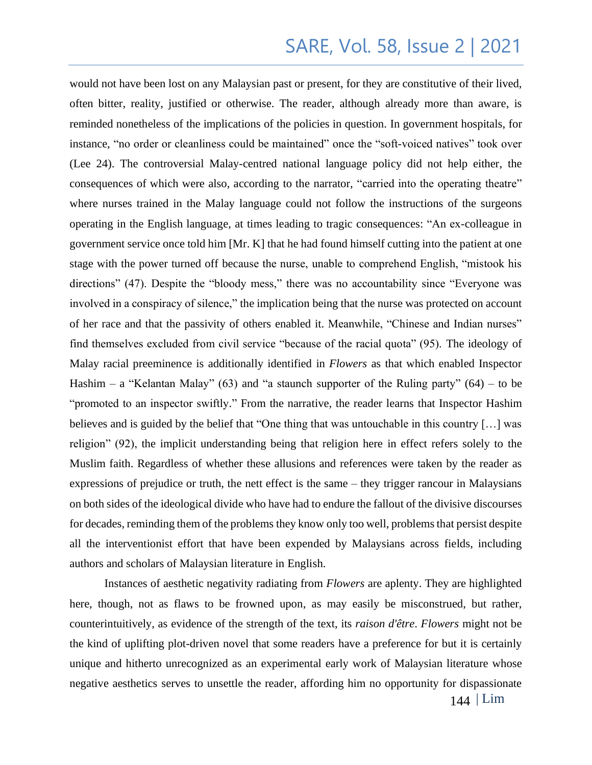would not have been lost on any Malaysian past or present, for they are constitutive of their lived, often bitter, reality, justified or otherwise. The reader, although already more than aware, is reminded nonetheless of the implications of the policies in question. In government hospitals, for instance, "no order or cleanliness could be maintained" once the "soft-voiced natives" took over (Lee 24). The controversial Malay-centred national language policy did not help either, the consequences of which were also, according to the narrator, "carried into the operating theatre" where nurses trained in the Malay language could not follow the instructions of the surgeons operating in the English language, at times leading to tragic consequences: "An ex-colleague in government service once told him [Mr. K] that he had found himself cutting into the patient at one stage with the power turned off because the nurse, unable to comprehend English, "mistook his directions" (47). Despite the "bloody mess," there was no accountability since "Everyone was involved in a conspiracy of silence," the implication being that the nurse was protected on account of her race and that the passivity of others enabled it. Meanwhile, "Chinese and Indian nurses" find themselves excluded from civil service "because of the racial quota" (95). The ideology of Malay racial preeminence is additionally identified in *Flowers* as that which enabled Inspector Hashim – a "Kelantan Malay" (63) and "a staunch supporter of the Ruling party" (64) – to be "promoted to an inspector swiftly." From the narrative, the reader learns that Inspector Hashim believes and is guided by the belief that "One thing that was untouchable in this country […] was religion" (92), the implicit understanding being that religion here in effect refers solely to the Muslim faith. Regardless of whether these allusions and references were taken by the reader as expressions of prejudice or truth, the nett effect is the same – they trigger rancour in Malaysians on both sides of the ideological divide who have had to endure the fallout of the divisive discourses for decades, reminding them of the problems they know only too well, problems that persist despite all the interventionist effort that have been expended by Malaysians across fields, including authors and scholars of Malaysian literature in English.

Instances of aesthetic negativity radiating from *Flowers* are aplenty. They are highlighted here, though, not as flaws to be frowned upon, as may easily be misconstrued, but rather, counterintuitively, as evidence of the strength of the text, its *raison d'être*. *Flowers* might not be the kind of uplifting plot-driven novel that some readers have a preference for but it is certainly unique and hitherto unrecognized as an experimental early work of Malaysian literature whose negative aesthetics serves to unsettle the reader, affording him no opportunity for dispassionate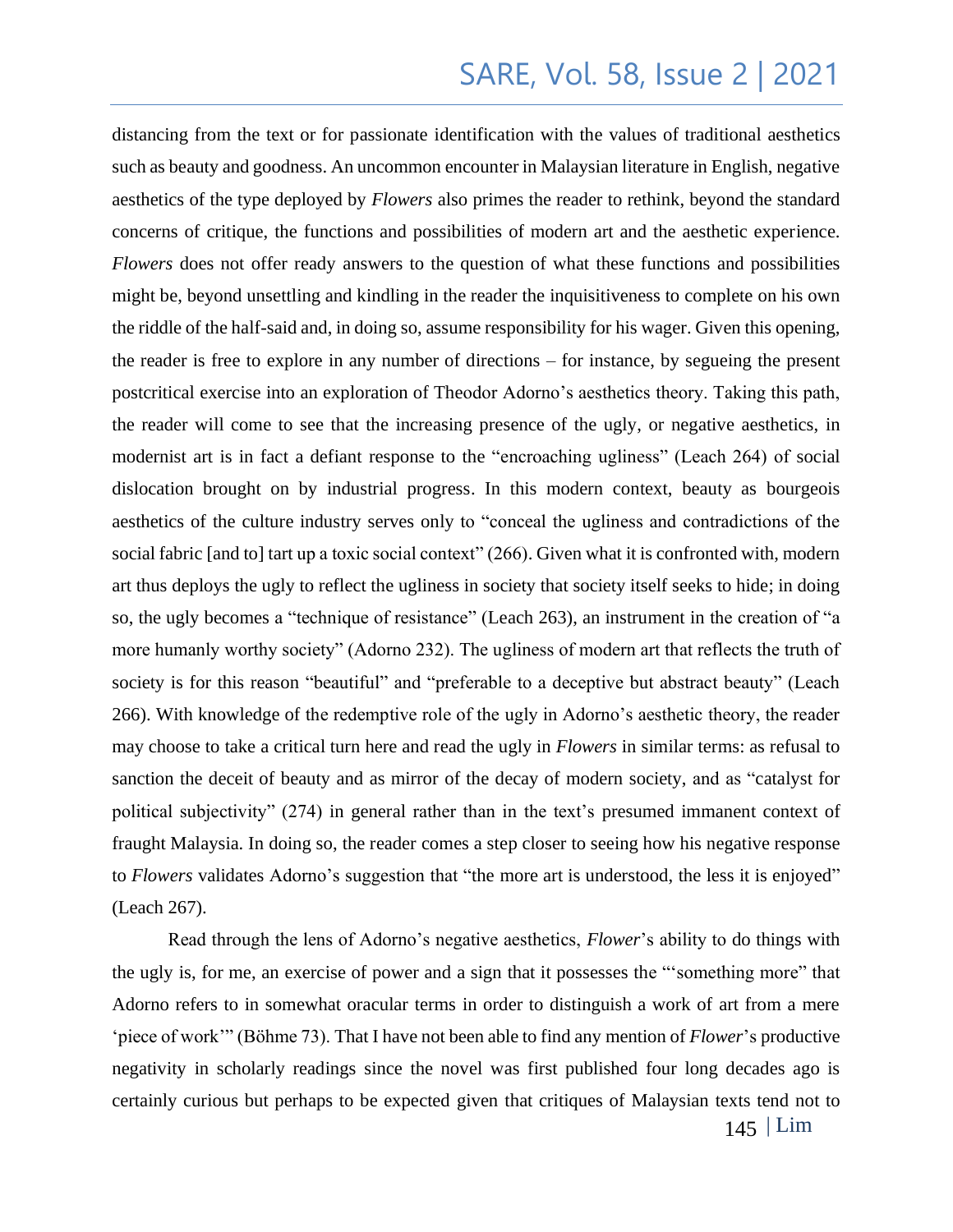distancing from the text or for passionate identification with the values of traditional aesthetics such as beauty and goodness. An uncommon encounter in Malaysian literature in English, negative aesthetics of the type deployed by *Flowers* also primes the reader to rethink, beyond the standard concerns of critique, the functions and possibilities of modern art and the aesthetic experience. *Flowers* does not offer ready answers to the question of what these functions and possibilities might be, beyond unsettling and kindling in the reader the inquisitiveness to complete on his own the riddle of the half-said and, in doing so, assume responsibility for his wager. Given this opening, the reader is free to explore in any number of directions – for instance, by segueing the present postcritical exercise into an exploration of Theodor Adorno's aesthetics theory. Taking this path, the reader will come to see that the increasing presence of the ugly, or negative aesthetics, in modernist art is in fact a defiant response to the "encroaching ugliness" (Leach 264) of social dislocation brought on by industrial progress. In this modern context, beauty as bourgeois aesthetics of the culture industry serves only to "conceal the ugliness and contradictions of the social fabric [and to] tart up a toxic social context" (266). Given what it is confronted with, modern art thus deploys the ugly to reflect the ugliness in society that society itself seeks to hide; in doing so, the ugly becomes a "technique of resistance" (Leach 263), an instrument in the creation of "a more humanly worthy society" (Adorno 232). The ugliness of modern art that reflects the truth of society is for this reason "beautiful" and "preferable to a deceptive but abstract beauty" (Leach 266). With knowledge of the redemptive role of the ugly in Adorno's aesthetic theory, the reader may choose to take a critical turn here and read the ugly in *Flowers* in similar terms: as refusal to sanction the deceit of beauty and as mirror of the decay of modern society, and as "catalyst for political subjectivity" (274) in general rather than in the text's presumed immanent context of fraught Malaysia. In doing so, the reader comes a step closer to seeing how his negative response to *Flowers* validates Adorno's suggestion that "the more art is understood, the less it is enjoyed" (Leach 267).

Read through the lens of Adorno's negative aesthetics, *Flower*'s ability to do things with the ugly is, for me, an exercise of power and a sign that it possesses the "'something more" that Adorno refers to in somewhat oracular terms in order to distinguish a work of art from a mere 'piece of work'" (Böhme 73). That I have not been able to find any mention of *Flower*'s productive negativity in scholarly readings since the novel was first published four long decades ago is certainly curious but perhaps to be expected given that critiques of Malaysian texts tend not to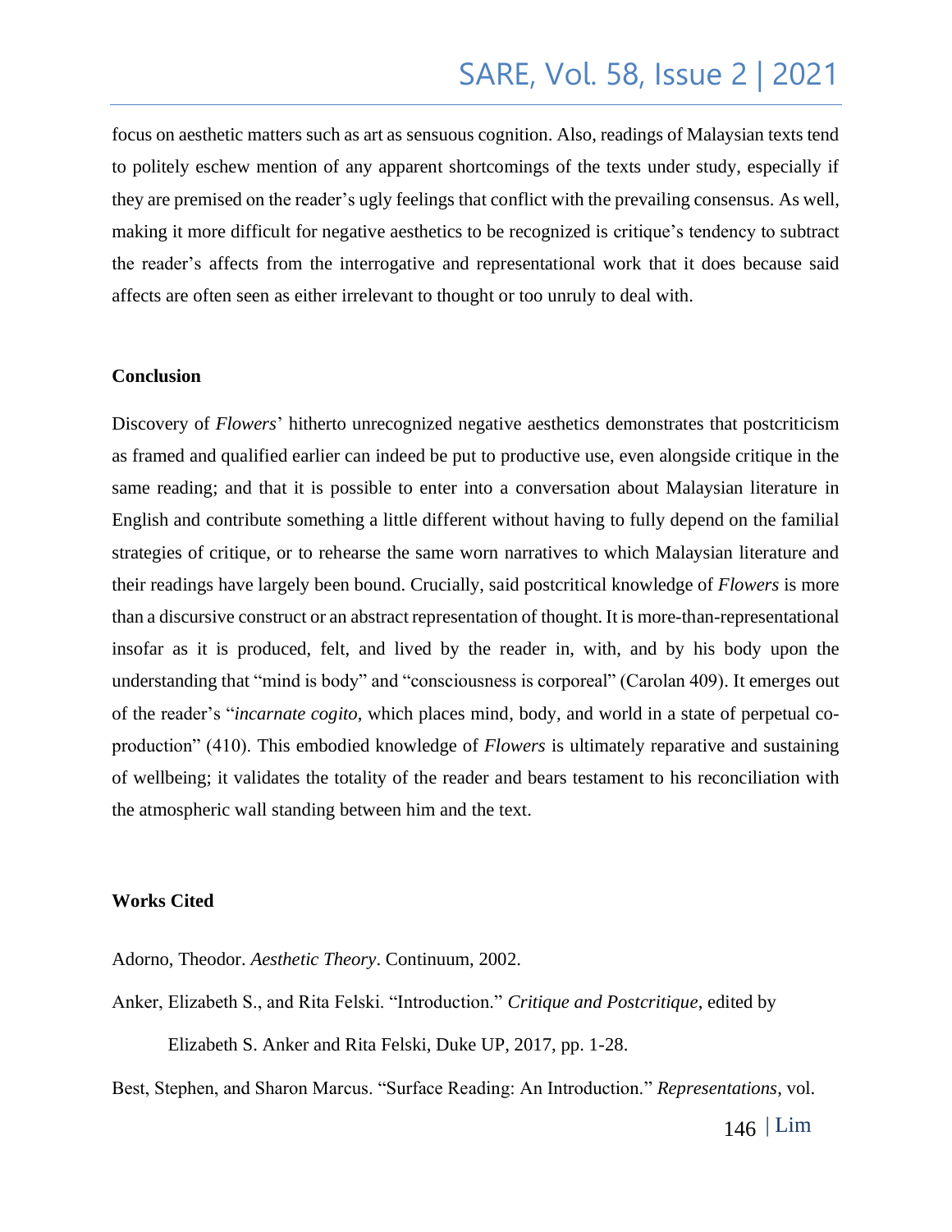focus on aesthetic matters such as art as sensuous cognition. Also, readings of Malaysian texts tend to politely eschew mention of any apparent shortcomings of the texts under study, especially if they are premised on the reader's ugly feelings that conflict with the prevailing consensus. As well, making it more difficult for negative aesthetics to be recognized is critique's tendency to subtract the reader's affects from the interrogative and representational work that it does because said affects are often seen as either irrelevant to thought or too unruly to deal with.

## Conclusion

Discovery of *Flowers*' hitherto unrecognized negative aesthetics demonstrates that postcriticism as framed and qualified earlier can indeed be put to productive use, even alongside critique in the same reading; and that it is possible to enter into a conversation about Malaysian literature in English and contribute something a little different without having to fully depend on the familial strategies of critique, or to rehearse the same worn narratives to which Malaysian literature and their readings have largely been bound. Crucially, said postcritical knowledge of *Flowers* is more than a discursive construct or an abstract representation of thought. It is more-than-representational insofar as it is produced, felt, and lived by the reader in, with, and by his body upon the understanding that "mind is body" and "consciousness is corporeal" (Carolan 409). It emerges out of the reader's "*incarnate cogito*, which places mind, body, and world in a state of perpetual co-production" (410). This embodied knowledge of *Flowers* is ultimately reparative and sustaining of wellbeing; it validates the totality of the reader and bears testament to his reconciliation with the atmospheric wall standing between him and the text.

## Works Cited

Adorno, Theodor. *Aesthetic Theory*. Continuum, 2002.

Anker, Elizabeth S., and Rita Felski. "Introduction." *Critique and Postcritique*, edited by Elizabeth S. Anker and Rita Felski, Duke UP, 2017, pp. 1-28.

Best, Stephen, and Sharon Marcus. "Surface Reading: An Introduction." *Representations*, vol.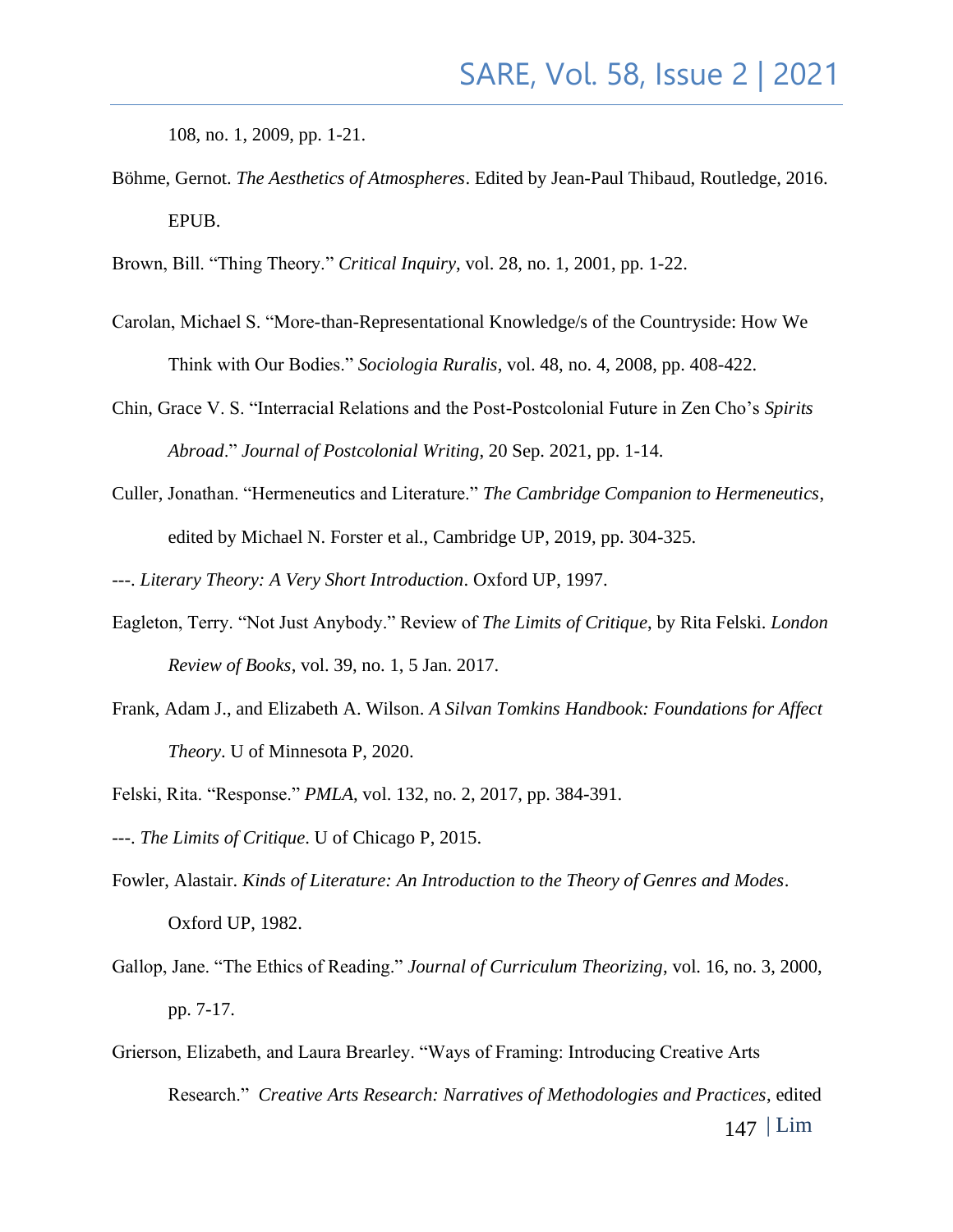108, no. 1, 2009, pp. 1-21.

Böhme, Gernot. *The Aesthetics of Atmospheres*. Edited by Jean-Paul Thibaud, Routledge, 2016. EPUB.

Brown, Bill. “Thing Theory.” *Critical Inquiry*, vol. 28, no. 1, 2001, pp. 1-22.

Carolan, Michael S. “More-than-Representational Knowledge/s of the Countryside: How We Think with Our Bodies.” *Sociologia Ruralis*, vol. 48, no. 4, 2008, pp. 408-422.

Chin, Grace V. S. “Interracial Relations and the Post-Postcolonial Future in Zen Cho’s *Spirits Abroad*.” *Journal of Postcolonial Writing*, 20 Sep. 2021, pp. 1-14.

Culler, Jonathan. “Hermeneutics and Literature.” *The Cambridge Companion to Hermeneutics*, edited by Michael N. Forster et al., Cambridge UP, 2019, pp. 304-325.

---. *Literary Theory: A Very Short Introduction*. Oxford UP, 1997.

Eagleton, Terry. “Not Just Anybody.” Review of *The Limits of Critique*, by Rita Felski. *London Review of Books*, vol. 39, no. 1, 5 Jan. 2017.

Frank, Adam J., and Elizabeth A. Wilson. *A Silvan Tomkins Handbook: Foundations for Affect Theory*. U of Minnesota P, 2020.

Felski, Rita. “Response.” *PMLA*, vol. 132, no. 2, 2017, pp. 384-391.

---. *The Limits of Critique*. U of Chicago P, 2015.

Fowler, Alastair. *Kinds of Literature: An Introduction to the Theory of Genres and Modes*. Oxford UP, 1982.

Gallop, Jane. “The Ethics of Reading.” *Journal of Curriculum Theorizing*, vol. 16, no. 3, 2000, pp. 7-17.

Grierson, Elizabeth, and Laura Brearley. “Ways of Framing: Introducing Creative Arts Research.” *Creative Arts Research: Narratives of Methodologies and Practices*, edited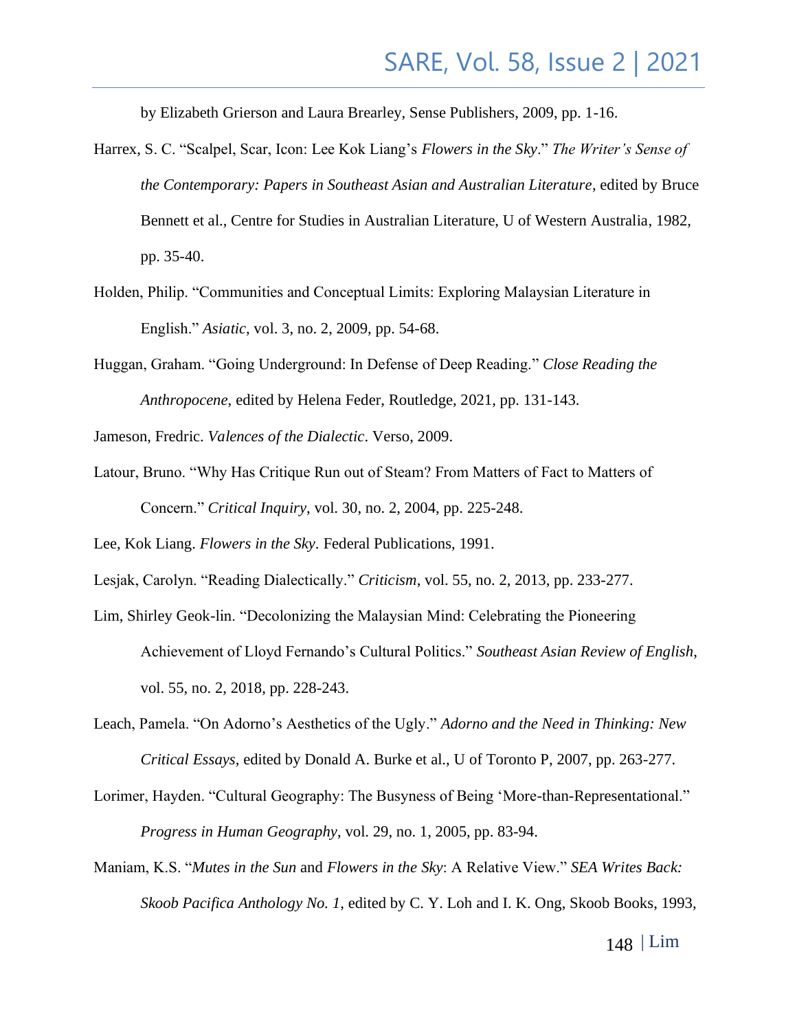by Elizabeth Grierson and Laura Brearley, Sense Publishers, 2009, pp. 1-16.

Harrex, S. C. "Scalpel, Scar, Icon: Lee Kok Liang's *Flowers in the Sky*." *The Writer's Sense of the Contemporary: Papers in Southeast Asian and Australian Literature*, edited by Bruce Bennett et al., Centre for Studies in Australian Literature, U of Western Australia, 1982, pp. 35-40.

Holden, Philip. "Communities and Conceptual Limits: Exploring Malaysian Literature in English." *Asiatic*, vol. 3, no. 2, 2009, pp. 54-68.

Huggan, Graham. "Going Underground: In Defense of Deep Reading." *Close Reading the Anthropocene*, edited by Helena Feder, Routledge, 2021, pp. 131-143.

Jameson, Fredric. *Valences of the Dialectic*. Verso, 2009.

Latour, Bruno. "Why Has Critique Run out of Steam? From Matters of Fact to Matters of Concern." *Critical Inquiry*, vol. 30, no. 2, 2004, pp. 225-248.

Lee, Kok Liang. *Flowers in the Sky*. Federal Publications, 1991.

Lesjak, Carolyn. "Reading Dialectically." *Criticism*, vol. 55, no. 2, 2013, pp. 233-277.

Lim, Shirley Geok-lin. "Decolonizing the Malaysian Mind: Celebrating the Pioneering Achievement of Lloyd Fernando's Cultural Politics." *Southeast Asian Review of English*, vol. 55, no. 2, 2018, pp. 228-243.

Leach, Pamela. "On Adorno's Aesthetics of the Ugly." *Adorno and the Need in Thinking: New Critical Essays*, edited by Donald A. Burke et al., U of Toronto P, 2007, pp. 263-277.

Lorimer, Hayden. "Cultural Geography: The Busyness of Being 'More-than-Representational." *Progress in Human Geography*, vol. 29, no. 1, 2005, pp. 83-94.

Maniam, K.S. "*Mutes in the Sun* and *Flowers in the Sky*: A Relative View." *SEA Writes Back: Skoob Pacifica Anthology No. 1*, edited by C. Y. Loh and I. K. Ong, Skoob Books, 1993,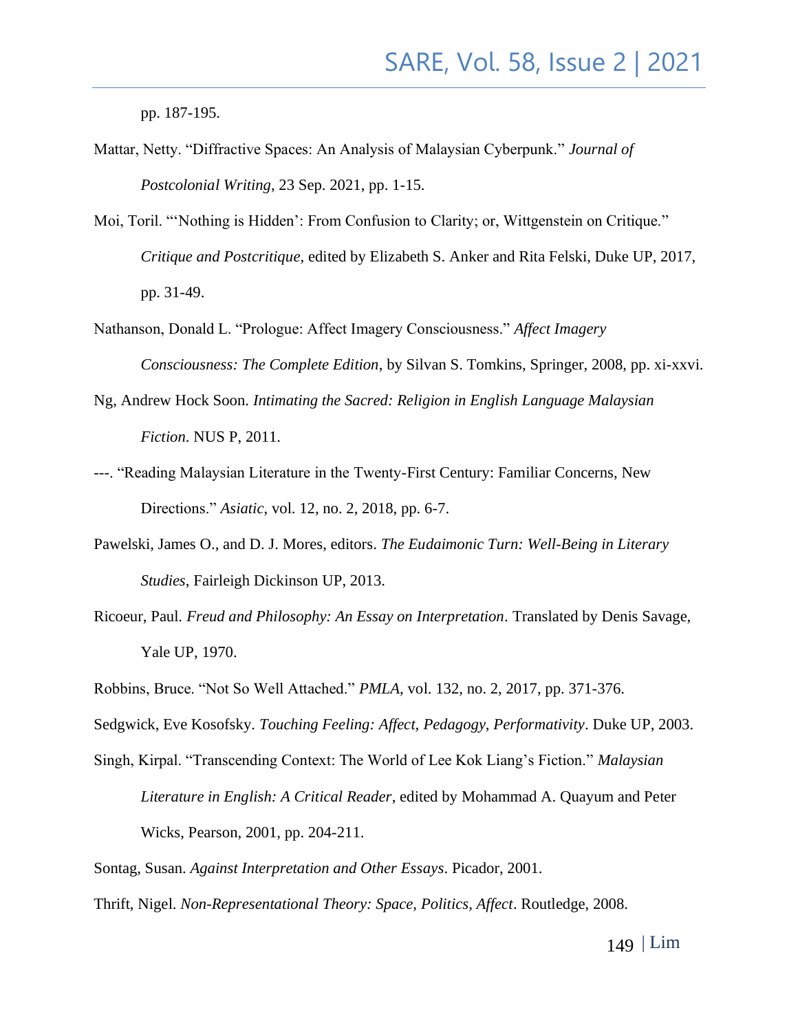pp. 187-195.

Mattar, Netty. "Diffractive Spaces: An Analysis of Malaysian Cyberpunk." *Journal of Postcolonial Writing*, 23 Sep. 2021, pp. 1-15.

Moi, Toril. "'Nothing is Hidden': From Confusion to Clarity; or, Wittgenstein on Critique." *Critique and Postcritique*, edited by Elizabeth S. Anker and Rita Felski, Duke UP, 2017, pp. 31-49.

Nathanson, Donald L. "Prologue: Affect Imagery Consciousness." *Affect Imagery Consciousness: The Complete Edition*, by Silvan S. Tomkins, Springer, 2008, pp. xi-xxvi.

Ng, Andrew Hock Soon. *Intimating the Sacred: Religion in English Language Malaysian Fiction*. NUS P, 2011.

---. "Reading Malaysian Literature in the Twenty-First Century: Familiar Concerns, New Directions." *Asiatic*, vol. 12, no. 2, 2018, pp. 6-7.

Pawelski, James O., and D. J. Mores, editors. *The Eudaimonic Turn: Well-Being in Literary Studies*, Fairleigh Dickinson UP, 2013.

Ricoeur, Paul. *Freud and Philosophy: An Essay on Interpretation*. Translated by Denis Savage, Yale UP, 1970.

Robbins, Bruce. "Not So Well Attached." *PMLA*, vol. 132, no. 2, 2017, pp. 371-376.

Sedgwick, Eve Kosofsky. *Touching Feeling: Affect, Pedagogy, Performativity*. Duke UP, 2003.

Singh, Kirpal. "Transcending Context: The World of Lee Kok Liang's Fiction." *Malaysian Literature in English: A Critical Reader*, edited by Mohammad A. Quayum and Peter Wicks, Pearson, 2001, pp. 204-211.

Sontag, Susan. *Against Interpretation and Other Essays*. Picador, 2001.

Thrift, Nigel. *Non-Representational Theory: Space, Politics, Affect*. Routledge, 2008.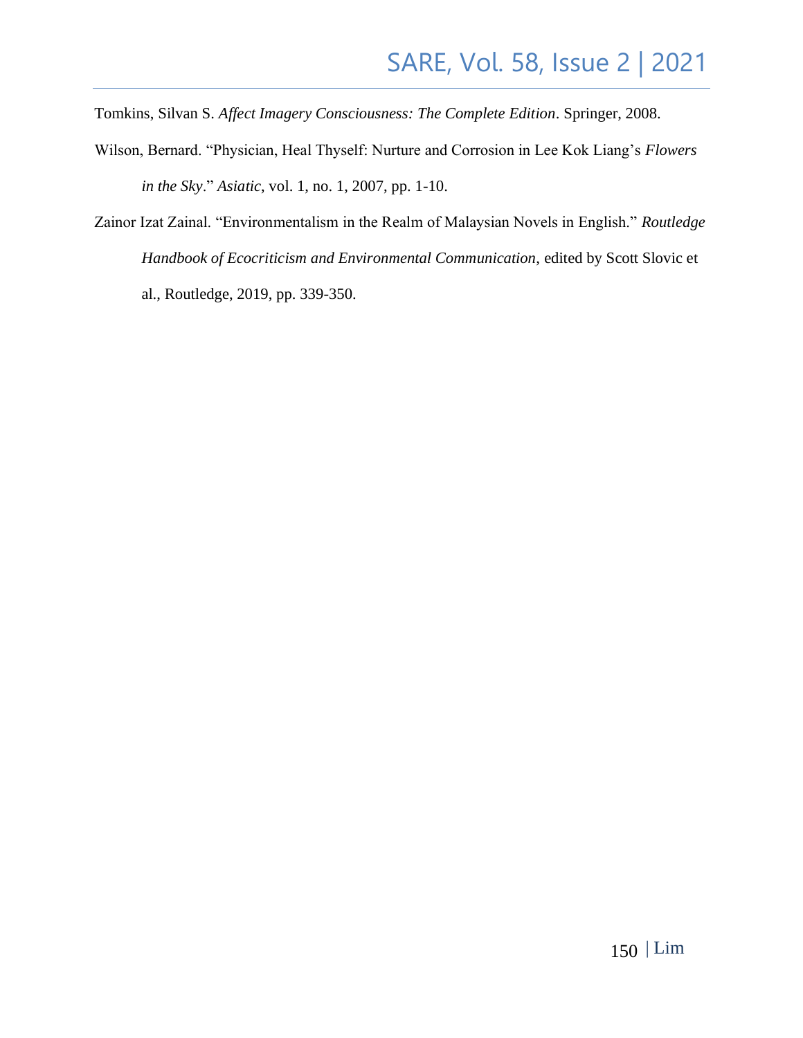Tomkins, Silvan S. *Affect Imagery Consciousness: The Complete Edition*. Springer, 2008.

Wilson, Bernard. "Physician, Heal Thyself: Nurture and Corrosion in Lee Kok Liang's *Flowers in the Sky*." *Asiatic*, vol. 1, no. 1, 2007, pp. 1-10.

Zainor Izat Zainal. "Environmentalism in the Realm of Malaysian Novels in English." *Routledge Handbook of Ecocriticism and Environmental Communication*, edited by Scott Slovic et al., Routledge, 2019, pp. 339-350.